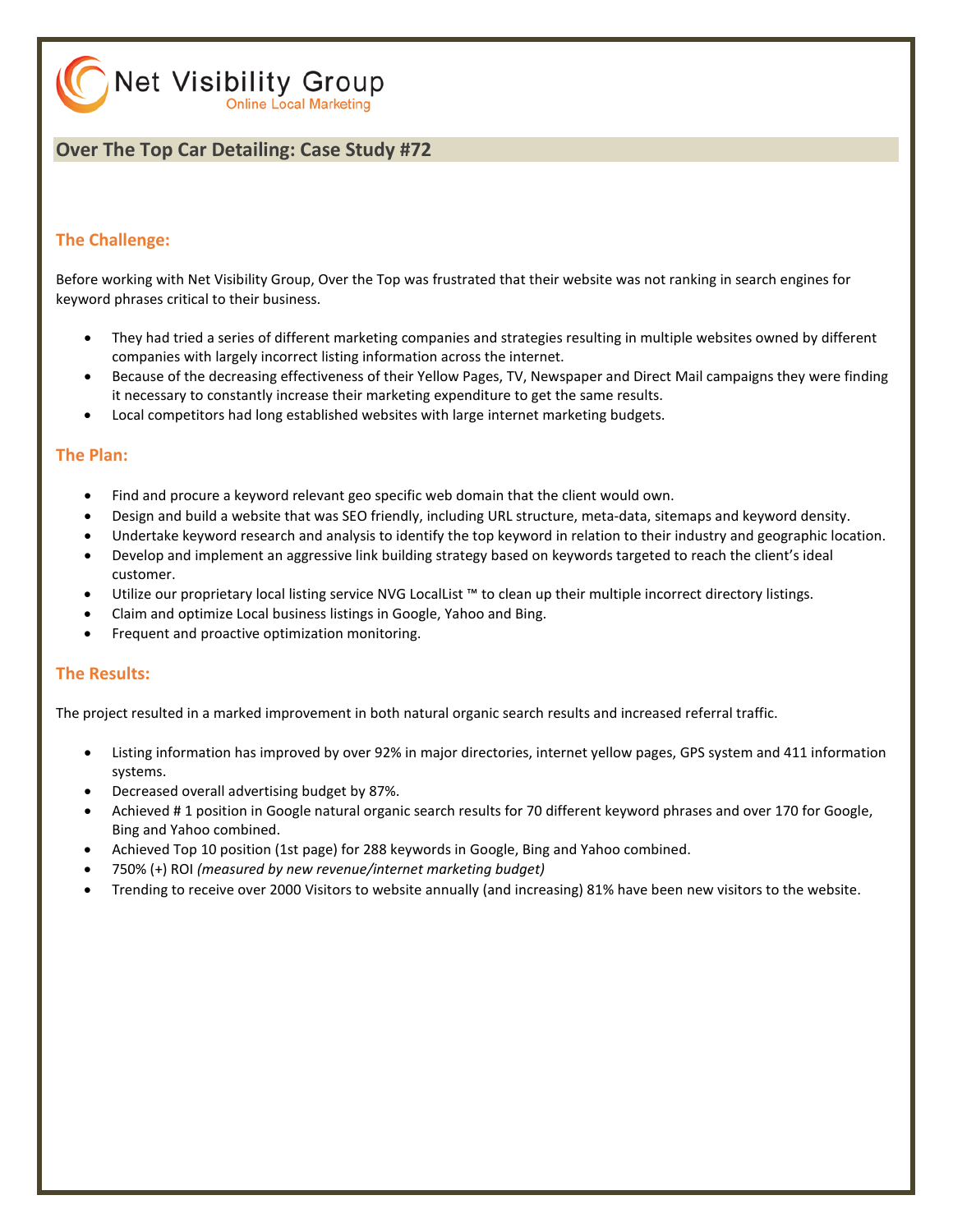Net Visibility Group
Online Local Marketing

## Over The Top Car Detailing: Case Study #72

### The Challenge:

Before working with Net Visibility Group, Over the Top was frustrated that their website was not ranking in search engines for keyword phrases critical to their business.

- They had tried a series of different marketing companies and strategies resulting in multiple websites owned by different companies with largely incorrect listing information across the internet.
- Because of the decreasing effectiveness of their Yellow Pages, TV, Newspaper and Direct Mail campaigns they were finding it necessary to constantly increase their marketing expenditure to get the same results.
- Local competitors had long established websites with large internet marketing budgets.

### The Plan:

- Find and procure a keyword relevant geo specific web domain that the client would own.
- Design and build a website that was SEO friendly, including URL structure, meta-data, sitemaps and keyword density.
- Undertake keyword research and analysis to identify the top keyword in relation to their industry and geographic location.
- Develop and implement an aggressive link building strategy based on keywords targeted to reach the client's ideal customer.
- Utilize our proprietary local listing service NVG LocalList ™ to clean up their multiple incorrect directory listings.
- Claim and optimize Local business listings in Google, Yahoo and Bing.
- Frequent and proactive optimization monitoring.

### The Results:

The project resulted in a marked improvement in both natural organic search results and increased referral traffic.

- Listing information has improved by over 92% in major directories, internet yellow pages, GPS system and 411 information systems.
- Decreased overall advertising budget by 87%.
- Achieved # 1 position in Google natural organic search results for 70 different keyword phrases and over 170 for Google, Bing and Yahoo combined.
- Achieved Top 10 position (1st page) for 288 keywords in Google, Bing and Yahoo combined.
- 750% (+) ROI *(measured by new revenue/internet marketing budget)*
- Trending to receive over 2000 Visitors to website annually (and increasing) 81% have been new visitors to the website.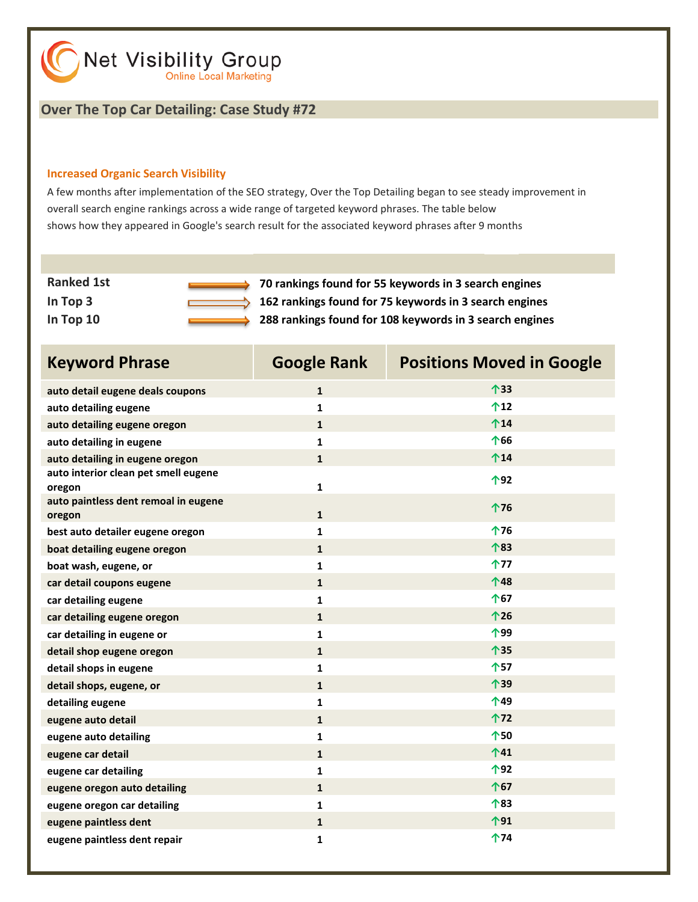Net Visibility Group
Online Local Marketing

## Over The Top Car Detailing: Case Study #72

### Increased Organic Search Visibility

A few months after implementation of the SEO strategy, Over the Top Detailing began to see steady improvement in overall search engine rankings across a wide range of targeted keyword phrases. The table below shows how they appeared in Google's search result for the associated keyword phrases after 9 months

| | |
|---|---|
| **Ranked 1st** | **70 rankings found for 55 keywords in 3 search engines** |
| **In Top 3** | **162 rankings found for 75 keywords in 3 search engines** |
| **In Top 10** | **288 rankings found for 108 keywords in 3 search engines** |

| Keyword Phrase | Google Rank | Positions Moved in Google |
|---|---|---|
| auto detail eugene deals coupons | 1 | ↑33 |
| auto detailing eugene | 1 | ↑12 |
| auto detailing eugene oregon | 1 | ↑14 |
| auto detailing in eugene | 1 | ↑66 |
| auto detailing in eugene oregon | 1 | ↑14 |
| auto interior clean pet smell eugene oregon | 1 | ↑92 |
| auto paintless dent remoal in eugene oregon | 1 | ↑76 |
| best auto detailer eugene oregon | 1 | ↑76 |
| boat detailing eugene oregon | 1 | ↑83 |
| boat wash, eugene, or | 1 | ↑77 |
| car detail coupons eugene | 1 | ↑48 |
| car detailing eugene | 1 | ↑67 |
| car detailing eugene oregon | 1 | ↑26 |
| car detailing in eugene or | 1 | ↑99 |
| detail shop eugene oregon | 1 | ↑35 |
| detail shops in eugene | 1 | ↑57 |
| detail shops, eugene, or | 1 | ↑39 |
| detailing eugene | 1 | ↑49 |
| eugene auto detail | 1 | ↑72 |
| eugene auto detailing | 1 | ↑50 |
| eugene car detail | 1 | ↑41 |
| eugene car detailing | 1 | ↑92 |
| eugene oregon auto detailing | 1 | ↑67 |
| eugene oregon car detailing | 1 | ↑83 |
| eugene paintless dent | 1 | ↑91 |
| eugene paintless dent repair | 1 | ↑74 |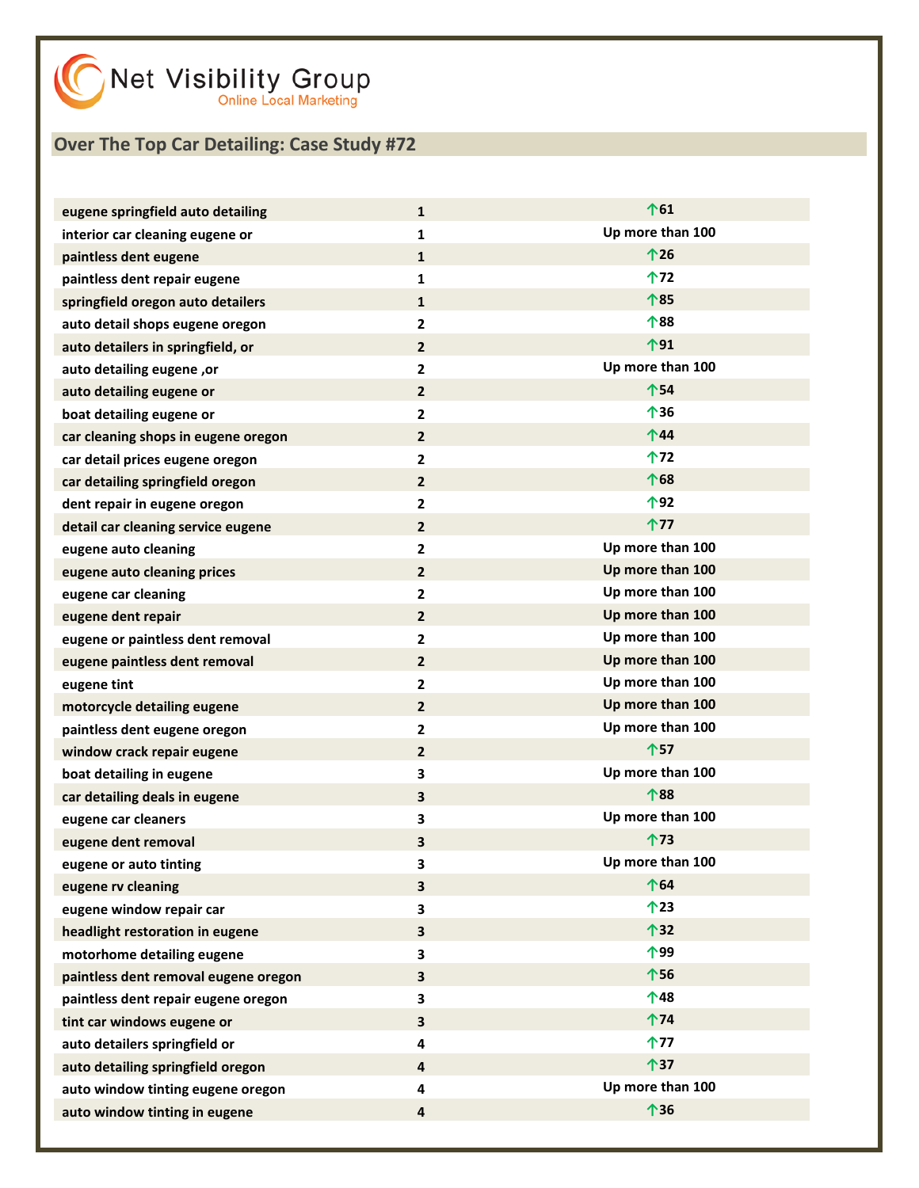Net Visibility Group
Online Local Marketing

## Over The Top Car Detailing: Case Study #72

| | | |
|---|---|---|
| eugene springfield auto detailing | 1 | ↑61 |
| interior car cleaning eugene or | 1 | Up more than 100 |
| paintless dent eugene | 1 | ↑26 |
| paintless dent repair eugene | 1 | ↑72 |
| springfield oregon auto detailers | 1 | ↑85 |
| auto detail shops eugene oregon | 2 | ↑88 |
| auto detailers in springfield, or | 2 | ↑91 |
| auto detailing eugene ,or | 2 | Up more than 100 |
| auto detailing eugene or | 2 | ↑54 |
| boat detailing eugene or | 2 | ↑36 |
| car cleaning shops in eugene oregon | 2 | ↑44 |
| car detail prices eugene oregon | 2 | ↑72 |
| car detailing springfield oregon | 2 | ↑68 |
| dent repair in eugene oregon | 2 | ↑92 |
| detail car cleaning service eugene | 2 | ↑77 |
| eugene auto cleaning | 2 | Up more than 100 |
| eugene auto cleaning prices | 2 | Up more than 100 |
| eugene car cleaning | 2 | Up more than 100 |
| eugene dent repair | 2 | Up more than 100 |
| eugene or paintless dent removal | 2 | Up more than 100 |
| eugene paintless dent removal | 2 | Up more than 100 |
| eugene tint | 2 | Up more than 100 |
| motorcycle detailing eugene | 2 | Up more than 100 |
| paintless dent eugene oregon | 2 | Up more than 100 |
| window crack repair eugene | 2 | ↑57 |
| boat detailing in eugene | 3 | Up more than 100 |
| car detailing deals in eugene | 3 | ↑88 |
| eugene car cleaners | 3 | Up more than 100 |
| eugene dent removal | 3 | ↑73 |
| eugene or auto tinting | 3 | Up more than 100 |
| eugene rv cleaning | 3 | ↑64 |
| eugene window repair car | 3 | ↑23 |
| headlight restoration in eugene | 3 | ↑32 |
| motorhome detailing eugene | 3 | ↑99 |
| paintless dent removal eugene oregon | 3 | ↑56 |
| paintless dent repair eugene oregon | 3 | ↑48 |
| tint car windows eugene or | 3 | ↑74 |
| auto detailers springfield or | 4 | ↑77 |
| auto detailing springfield oregon | 4 | ↑37 |
| auto window tinting eugene oregon | 4 | Up more than 100 |
| auto window tinting in eugene | 4 | ↑36 |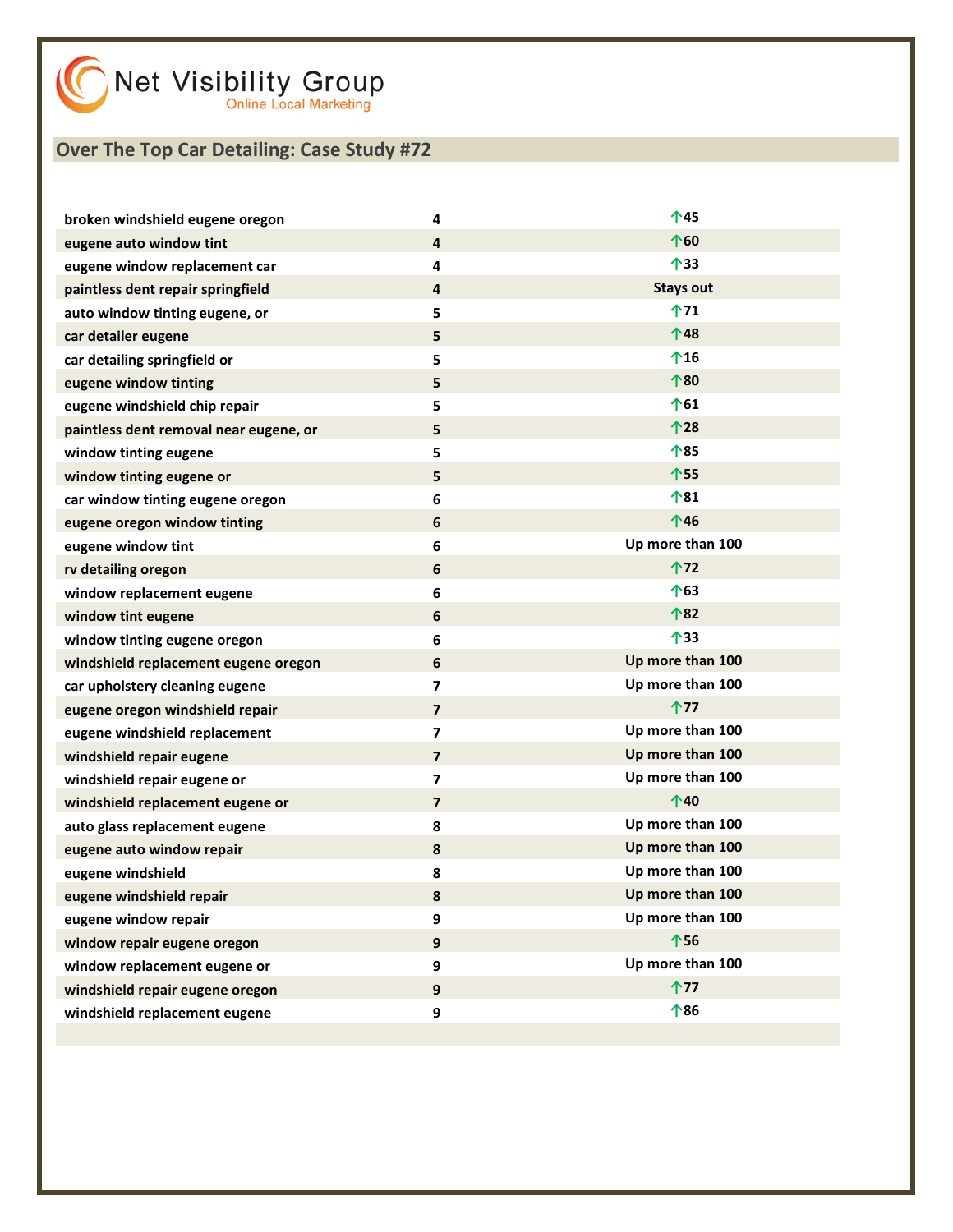Net Visibility Group
Online Local Marketing

## Over The Top Car Detailing: Case Study #72

| | | |
|---|---|---|
| broken windshield eugene oregon | 4 | ↑45 |
| eugene auto window tint | 4 | ↑60 |
| eugene window replacement car | 4 | ↑33 |
| paintless dent repair springfield | 4 | Stays out |
| auto window tinting eugene, or | 5 | ↑71 |
| car detailer eugene | 5 | ↑48 |
| car detailing springfield or | 5 | ↑16 |
| eugene window tinting | 5 | ↑80 |
| eugene windshield chip repair | 5 | ↑61 |
| paintless dent removal near eugene, or | 5 | ↑28 |
| window tinting eugene | 5 | ↑85 |
| window tinting eugene or | 5 | ↑55 |
| car window tinting eugene oregon | 6 | ↑81 |
| eugene oregon window tinting | 6 | ↑46 |
| eugene window tint | 6 | Up more than 100 |
| rv detailing oregon | 6 | ↑72 |
| window replacement eugene | 6 | ↑63 |
| window tint eugene | 6 | ↑82 |
| window tinting eugene oregon | 6 | ↑33 |
| windshield replacement eugene oregon | 6 | Up more than 100 |
| car upholstery cleaning eugene | 7 | Up more than 100 |
| eugene oregon windshield repair | 7 | ↑77 |
| eugene windshield replacement | 7 | Up more than 100 |
| windshield repair eugene | 7 | Up more than 100 |
| windshield repair eugene or | 7 | Up more than 100 |
| windshield replacement eugene or | 7 | ↑40 |
| auto glass replacement eugene | 8 | Up more than 100 |
| eugene auto window repair | 8 | Up more than 100 |
| eugene windshield | 8 | Up more than 100 |
| eugene windshield repair | 8 | Up more than 100 |
| eugene window repair | 9 | Up more than 100 |
| window repair eugene oregon | 9 | ↑56 |
| window replacement eugene or | 9 | Up more than 100 |
| windshield repair eugene oregon | 9 | ↑77 |
| windshield replacement eugene | 9 | ↑86 |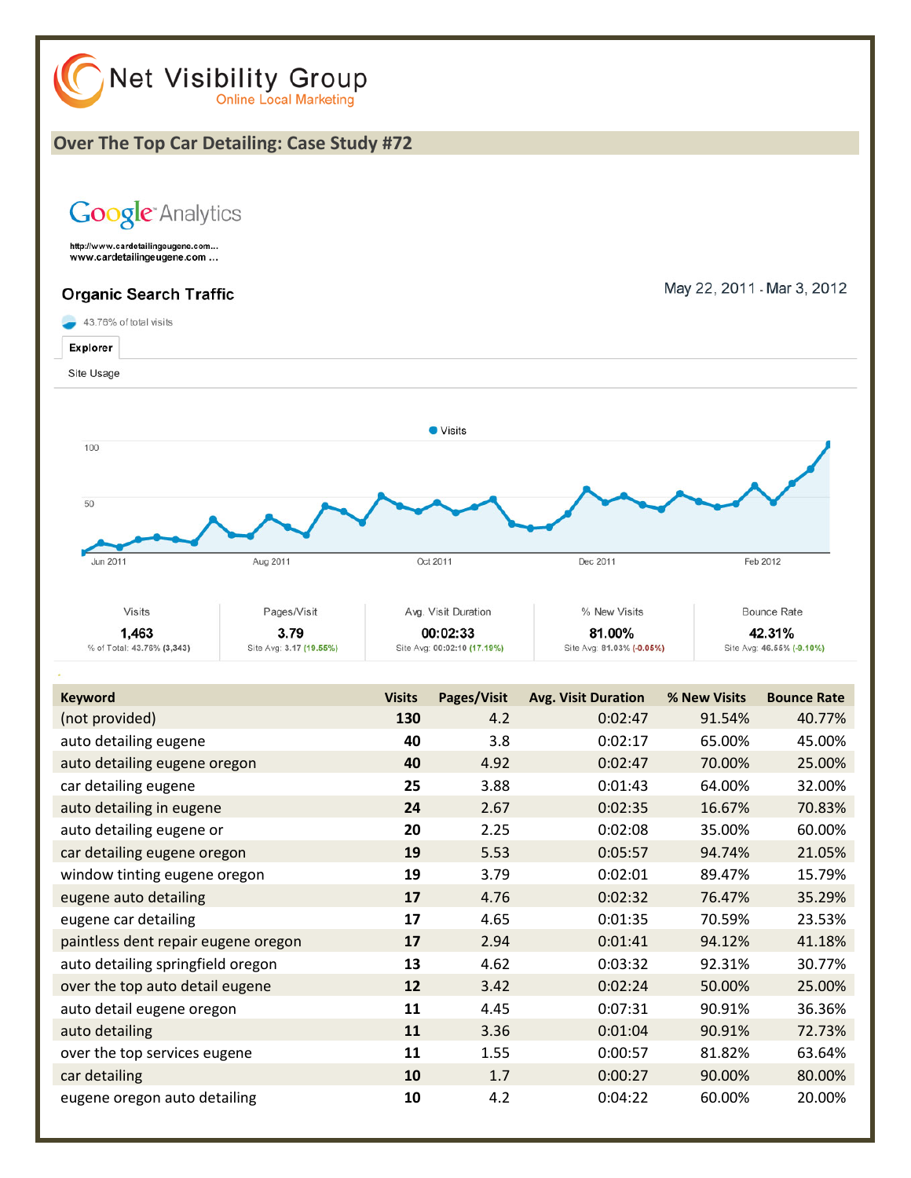Net Visibility Group
Online Local Marketing

## Over The Top Car Detailing: Case Study #72

Google Analytics

http://www.cardetailingeugene.com...
www.cardetailingeugene.com ...

### Organic Search Traffic

May 22, 2011 - Mar 3, 2012

43.76% of total visits

Explorer

Site Usage

Visits

100

50

Jun 2011 | Aug 2011 | Oct 2011 | Dec 2011 | Feb 2012

| Visits | Pages/Visit | Avg. Visit Duration | % New Visits | Bounce Rate |
|---|---|---|---|---|
| 1,463 | 3.79 | 00:02:33 | 81.00% | 42.31% |
| % of Total: 43.76% (3,343) | Site Avg: 3.17 (19.55%) | Site Avg: 00:02:10 (17.19%) | Site Avg: 81.03% (-0.05%) | Site Avg: 46.55% (-9.10%) |

| Keyword | Visits | Pages/Visit | Avg. Visit Duration | % New Visits | Bounce Rate |
|---|---|---|---|---|---|
| (not provided) | **130** | 4.2 | 0:02:47 | 91.54% | 40.77% |
| auto detailing eugene | **40** | 3.8 | 0:02:17 | 65.00% | 45.00% |
| auto detailing eugene oregon | **40** | 4.92 | 0:02:47 | 70.00% | 25.00% |
| car detailing eugene | **25** | 3.88 | 0:01:43 | 64.00% | 32.00% |
| auto detailing in eugene | **24** | 2.67 | 0:02:35 | 16.67% | 70.83% |
| auto detailing eugene or | **20** | 2.25 | 0:02:08 | 35.00% | 60.00% |
| car detailing eugene oregon | **19** | 5.53 | 0:05:57 | 94.74% | 21.05% |
| window tinting eugene oregon | **19** | 3.79 | 0:02:01 | 89.47% | 15.79% |
| eugene auto detailing | **17** | 4.76 | 0:02:32 | 76.47% | 35.29% |
| eugene car detailing | **17** | 4.65 | 0:01:35 | 70.59% | 23.53% |
| paintless dent repair eugene oregon | **17** | 2.94 | 0:01:41 | 94.12% | 41.18% |
| auto detailing springfield oregon | **13** | 4.62 | 0:03:32 | 92.31% | 30.77% |
| over the top auto detail eugene | **12** | 3.42 | 0:02:24 | 50.00% | 25.00% |
| auto detail eugene oregon | **11** | 4.45 | 0:07:31 | 90.91% | 36.36% |
| auto detailing | **11** | 3.36 | 0:01:04 | 90.91% | 72.73% |
| over the top services eugene | **11** | 1.55 | 0:00:57 | 81.82% | 63.64% |
| car detailing | **10** | 1.7 | 0:00:27 | 90.00% | 80.00% |
| eugene oregon auto detailing | **10** | 4.2 | 0:04:22 | 60.00% | 20.00% |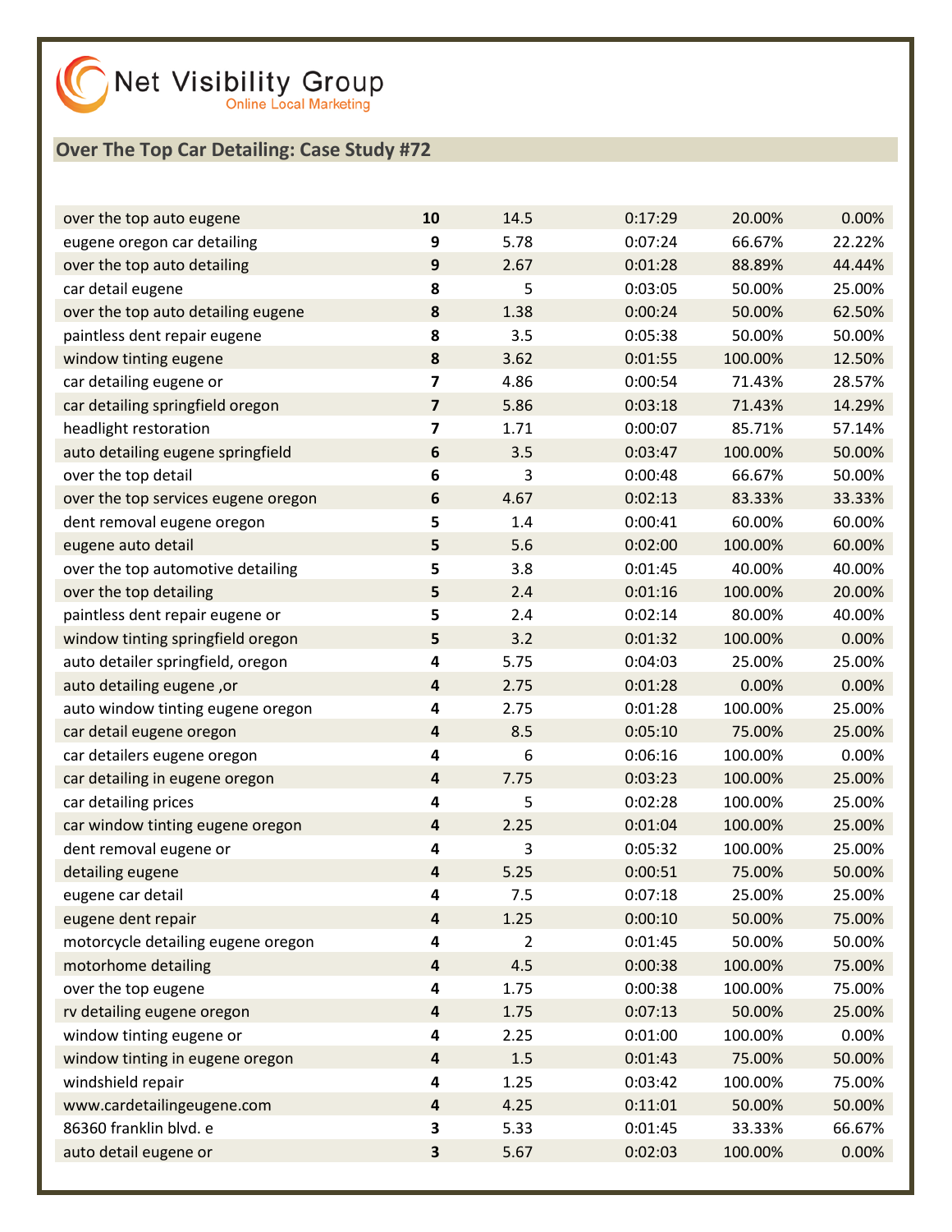Net Visibility Group
Online Local Marketing

## Over The Top Car Detailing: Case Study #72

| | | | | | |
|---|---|---|---|---|---|
| over the top auto eugene | **10** | 14.5 | 0:17:29 | 20.00% | 0.00% |
| eugene oregon car detailing | **9** | 5.78 | 0:07:24 | 66.67% | 22.22% |
| over the top auto detailing | **9** | 2.67 | 0:01:28 | 88.89% | 44.44% |
| car detail eugene | **8** | 5 | 0:03:05 | 50.00% | 25.00% |
| over the top auto detailing eugene | **8** | 1.38 | 0:00:24 | 50.00% | 62.50% |
| paintless dent repair eugene | **8** | 3.5 | 0:05:38 | 50.00% | 50.00% |
| window tinting eugene | **8** | 3.62 | 0:01:55 | 100.00% | 12.50% |
| car detailing eugene or | **7** | 4.86 | 0:00:54 | 71.43% | 28.57% |
| car detailing springfield oregon | **7** | 5.86 | 0:03:18 | 71.43% | 14.29% |
| headlight restoration | **7** | 1.71 | 0:00:07 | 85.71% | 57.14% |
| auto detailing eugene springfield | **6** | 3.5 | 0:03:47 | 100.00% | 50.00% |
| over the top detail | **6** | 3 | 0:00:48 | 66.67% | 50.00% |
| over the top services eugene oregon | **6** | 4.67 | 0:02:13 | 83.33% | 33.33% |
| dent removal eugene oregon | **5** | 1.4 | 0:00:41 | 60.00% | 60.00% |
| eugene auto detail | **5** | 5.6 | 0:02:00 | 100.00% | 60.00% |
| over the top automotive detailing | **5** | 3.8 | 0:01:45 | 40.00% | 40.00% |
| over the top detailing | **5** | 2.4 | 0:01:16 | 100.00% | 20.00% |
| paintless dent repair eugene or | **5** | 2.4 | 0:02:14 | 80.00% | 40.00% |
| window tinting springfield oregon | **5** | 3.2 | 0:01:32 | 100.00% | 0.00% |
| auto detailer springfield, oregon | **4** | 5.75 | 0:04:03 | 25.00% | 25.00% |
| auto detailing eugene ,or | **4** | 2.75 | 0:01:28 | 0.00% | 0.00% |
| auto window tinting eugene oregon | **4** | 2.75 | 0:01:28 | 100.00% | 25.00% |
| car detail eugene oregon | **4** | 8.5 | 0:05:10 | 75.00% | 25.00% |
| car detailers eugene oregon | **4** | 6 | 0:06:16 | 100.00% | 0.00% |
| car detailing in eugene oregon | **4** | 7.75 | 0:03:23 | 100.00% | 25.00% |
| car detailing prices | **4** | 5 | 0:02:28 | 100.00% | 25.00% |
| car window tinting eugene oregon | **4** | 2.25 | 0:01:04 | 100.00% | 25.00% |
| dent removal eugene or | **4** | 3 | 0:05:32 | 100.00% | 25.00% |
| detailing eugene | **4** | 5.25 | 0:00:51 | 75.00% | 50.00% |
| eugene car detail | **4** | 7.5 | 0:07:18 | 25.00% | 25.00% |
| eugene dent repair | **4** | 1.25 | 0:00:10 | 50.00% | 75.00% |
| motorcycle detailing eugene oregon | **4** | 2 | 0:01:45 | 50.00% | 50.00% |
| motorhome detailing | **4** | 4.5 | 0:00:38 | 100.00% | 75.00% |
| over the top eugene | **4** | 1.75 | 0:00:38 | 100.00% | 75.00% |
| rv detailing eugene oregon | **4** | 1.75 | 0:07:13 | 50.00% | 25.00% |
| window tinting eugene or | **4** | 2.25 | 0:01:00 | 100.00% | 0.00% |
| window tinting in eugene oregon | **4** | 1.5 | 0:01:43 | 75.00% | 50.00% |
| windshield repair | **4** | 1.25 | 0:03:42 | 100.00% | 75.00% |
| www.cardetailingeugene.com | **4** | 4.25 | 0:11:01 | 50.00% | 50.00% |
| 86360 franklin blvd. e | **3** | 5.33 | 0:01:45 | 33.33% | 66.67% |
| auto detail eugene or | **3** | 5.67 | 0:02:03 | 100.00% | 0.00% |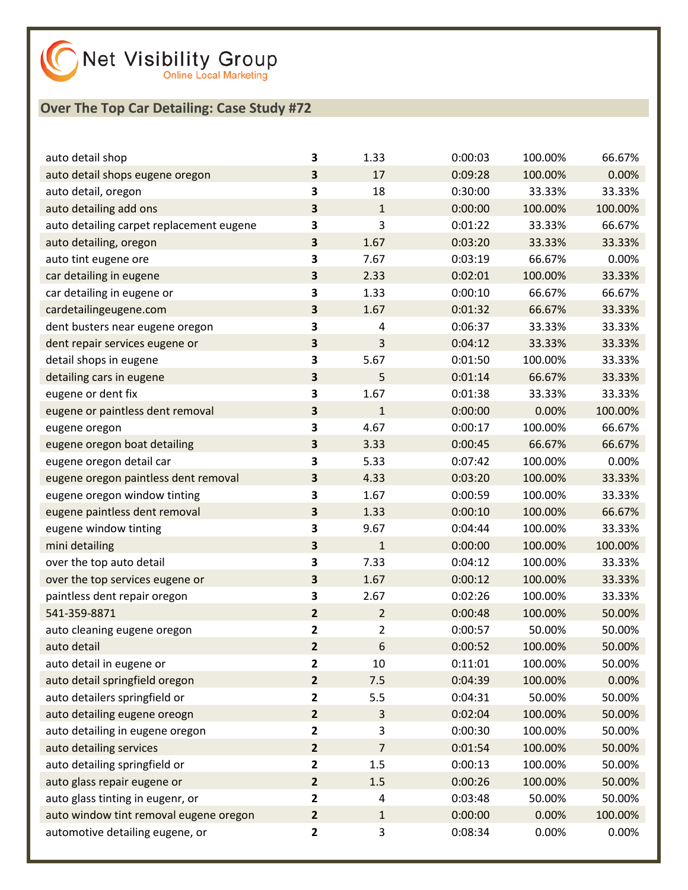Net Visibility Group
Online Local Marketing

## Over The Top Car Detailing: Case Study #72

| | | | | | |
|---|---|---|---|---|---|
| auto detail shop | **3** | 1.33 | 0:00:03 | 100.00% | 66.67% |
| auto detail shops eugene oregon | **3** | 17 | 0:09:28 | 100.00% | 0.00% |
| auto detail, oregon | **3** | 18 | 0:30:00 | 33.33% | 33.33% |
| auto detailing add ons | **3** | 1 | 0:00:00 | 100.00% | 100.00% |
| auto detailing carpet replacement eugene | **3** | 3 | 0:01:22 | 33.33% | 66.67% |
| auto detailing, oregon | **3** | 1.67 | 0:03:20 | 33.33% | 33.33% |
| auto tint eugene ore | **3** | 7.67 | 0:03:19 | 66.67% | 0.00% |
| car detailing in eugene | **3** | 2.33 | 0:02:01 | 100.00% | 33.33% |
| car detailing in eugene or | **3** | 1.33 | 0:00:10 | 66.67% | 66.67% |
| cardetailingeugene.com | **3** | 1.67 | 0:01:32 | 66.67% | 33.33% |
| dent busters near eugene oregon | **3** | 4 | 0:06:37 | 33.33% | 33.33% |
| dent repair services eugene or | **3** | 3 | 0:04:12 | 33.33% | 33.33% |
| detail shops in eugene | **3** | 5.67 | 0:01:50 | 100.00% | 33.33% |
| detailing cars in eugene | **3** | 5 | 0:01:14 | 66.67% | 33.33% |
| eugene or dent fix | **3** | 1.67 | 0:01:38 | 33.33% | 33.33% |
| eugene or paintless dent removal | **3** | 1 | 0:00:00 | 0.00% | 100.00% |
| eugene oregon | **3** | 4.67 | 0:00:17 | 100.00% | 66.67% |
| eugene oregon boat detailing | **3** | 3.33 | 0:00:45 | 66.67% | 66.67% |
| eugene oregon detail car | **3** | 5.33 | 0:07:42 | 100.00% | 0.00% |
| eugene oregon paintless dent removal | **3** | 4.33 | 0:03:20 | 100.00% | 33.33% |
| eugene oregon window tinting | **3** | 1.67 | 0:00:59 | 100.00% | 33.33% |
| eugene paintless dent removal | **3** | 1.33 | 0:00:10 | 100.00% | 66.67% |
| eugene window tinting | **3** | 9.67 | 0:04:44 | 100.00% | 33.33% |
| mini detailing | **3** | 1 | 0:00:00 | 100.00% | 100.00% |
| over the top auto detail | **3** | 7.33 | 0:04:12 | 100.00% | 33.33% |
| over the top services eugene or | **3** | 1.67 | 0:00:12 | 100.00% | 33.33% |
| paintless dent repair oregon | **3** | 2.67 | 0:02:26 | 100.00% | 33.33% |
| 541-359-8871 | **2** | 2 | 0:00:48 | 100.00% | 50.00% |
| auto cleaning eugene oregon | **2** | 2 | 0:00:57 | 50.00% | 50.00% |
| auto detail | **2** | 6 | 0:00:52 | 100.00% | 50.00% |
| auto detail in eugene or | **2** | 10 | 0:11:01 | 100.00% | 50.00% |
| auto detail springfield oregon | **2** | 7.5 | 0:04:39 | 100.00% | 0.00% |
| auto detailers springfield or | **2** | 5.5 | 0:04:31 | 50.00% | 50.00% |
| auto detailing eugene oreogn | **2** | 3 | 0:02:04 | 100.00% | 50.00% |
| auto detailing in eugene oregon | **2** | 3 | 0:00:30 | 100.00% | 50.00% |
| auto detailing services | **2** | 7 | 0:01:54 | 100.00% | 50.00% |
| auto detailing springfield or | **2** | 1.5 | 0:00:13 | 100.00% | 50.00% |
| auto glass repair eugene or | **2** | 1.5 | 0:00:26 | 100.00% | 50.00% |
| auto glass tinting in eugenr, or | **2** | 4 | 0:03:48 | 50.00% | 50.00% |
| auto window tint removal eugene oregon | **2** | 1 | 0:00:00 | 0.00% | 100.00% |
| automotive detailing eugene, or | **2** | 3 | 0:08:34 | 0.00% | 0.00% |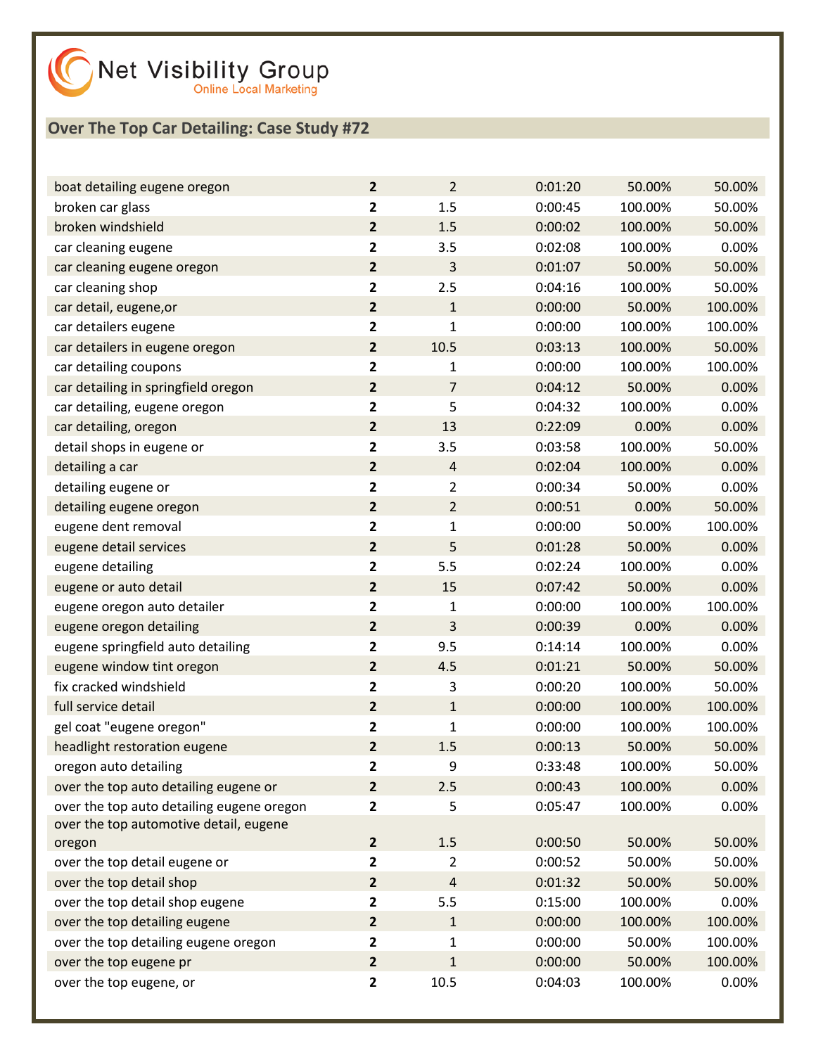Net Visibility Group
Online Local Marketing

## Over The Top Car Detailing: Case Study #72

| | | | | | |
|---|---|---|---|---|---|
| boat detailing eugene oregon | **2** | 2 | 0:01:20 | 50.00% | 50.00% |
| broken car glass | **2** | 1.5 | 0:00:45 | 100.00% | 50.00% |
| broken windshield | **2** | 1.5 | 0:00:02 | 100.00% | 50.00% |
| car cleaning eugene | **2** | 3.5 | 0:02:08 | 100.00% | 0.00% |
| car cleaning eugene oregon | **2** | 3 | 0:01:07 | 50.00% | 50.00% |
| car cleaning shop | **2** | 2.5 | 0:04:16 | 100.00% | 50.00% |
| car detail, eugene,or | **2** | 1 | 0:00:00 | 50.00% | 100.00% |
| car detailers eugene | **2** | 1 | 0:00:00 | 100.00% | 100.00% |
| car detailers in eugene oregon | **2** | 10.5 | 0:03:13 | 100.00% | 50.00% |
| car detailing coupons | **2** | 1 | 0:00:00 | 100.00% | 100.00% |
| car detailing in springfield oregon | **2** | 7 | 0:04:12 | 50.00% | 0.00% |
| car detailing, eugene oregon | **2** | 5 | 0:04:32 | 100.00% | 0.00% |
| car detailing, oregon | **2** | 13 | 0:22:09 | 0.00% | 0.00% |
| detail shops in eugene or | **2** | 3.5 | 0:03:58 | 100.00% | 50.00% |
| detailing a car | **2** | 4 | 0:02:04 | 100.00% | 0.00% |
| detailing eugene or | **2** | 2 | 0:00:34 | 50.00% | 0.00% |
| detailing eugene oregon | **2** | 2 | 0:00:51 | 0.00% | 50.00% |
| eugene dent removal | **2** | 1 | 0:00:00 | 50.00% | 100.00% |
| eugene detail services | **2** | 5 | 0:01:28 | 50.00% | 0.00% |
| eugene detailing | **2** | 5.5 | 0:02:24 | 100.00% | 0.00% |
| eugene or auto detail | **2** | 15 | 0:07:42 | 50.00% | 0.00% |
| eugene oregon auto detailer | **2** | 1 | 0:00:00 | 100.00% | 100.00% |
| eugene oregon detailing | **2** | 3 | 0:00:39 | 0.00% | 0.00% |
| eugene springfield auto detailing | **2** | 9.5 | 0:14:14 | 100.00% | 0.00% |
| eugene window tint oregon | **2** | 4.5 | 0:01:21 | 50.00% | 50.00% |
| fix cracked windshield | **2** | 3 | 0:00:20 | 100.00% | 50.00% |
| full service detail | **2** | 1 | 0:00:00 | 100.00% | 100.00% |
| gel coat "eugene oregon" | **2** | 1 | 0:00:00 | 100.00% | 100.00% |
| headlight restoration eugene | **2** | 1.5 | 0:00:13 | 50.00% | 50.00% |
| oregon auto detailing | **2** | 9 | 0:33:48 | 100.00% | 50.00% |
| over the top auto detailing eugene or | **2** | 2.5 | 0:00:43 | 100.00% | 0.00% |
| over the top auto detailing eugene oregon | **2** | 5 | 0:05:47 | 100.00% | 0.00% |
| over the top automotive detail, eugene oregon | **2** | 1.5 | 0:00:50 | 50.00% | 50.00% |
| over the top detail eugene or | **2** | 2 | 0:00:52 | 50.00% | 50.00% |
| over the top detail shop | **2** | 4 | 0:01:32 | 50.00% | 50.00% |
| over the top detail shop eugene | **2** | 5.5 | 0:15:00 | 100.00% | 0.00% |
| over the top detailing eugene | **2** | 1 | 0:00:00 | 100.00% | 100.00% |
| over the top detailing eugene oregon | **2** | 1 | 0:00:00 | 50.00% | 100.00% |
| over the top eugene pr | **2** | 1 | 0:00:00 | 50.00% | 100.00% |
| over the top eugene, or | **2** | 10.5 | 0:04:03 | 100.00% | 0.00% |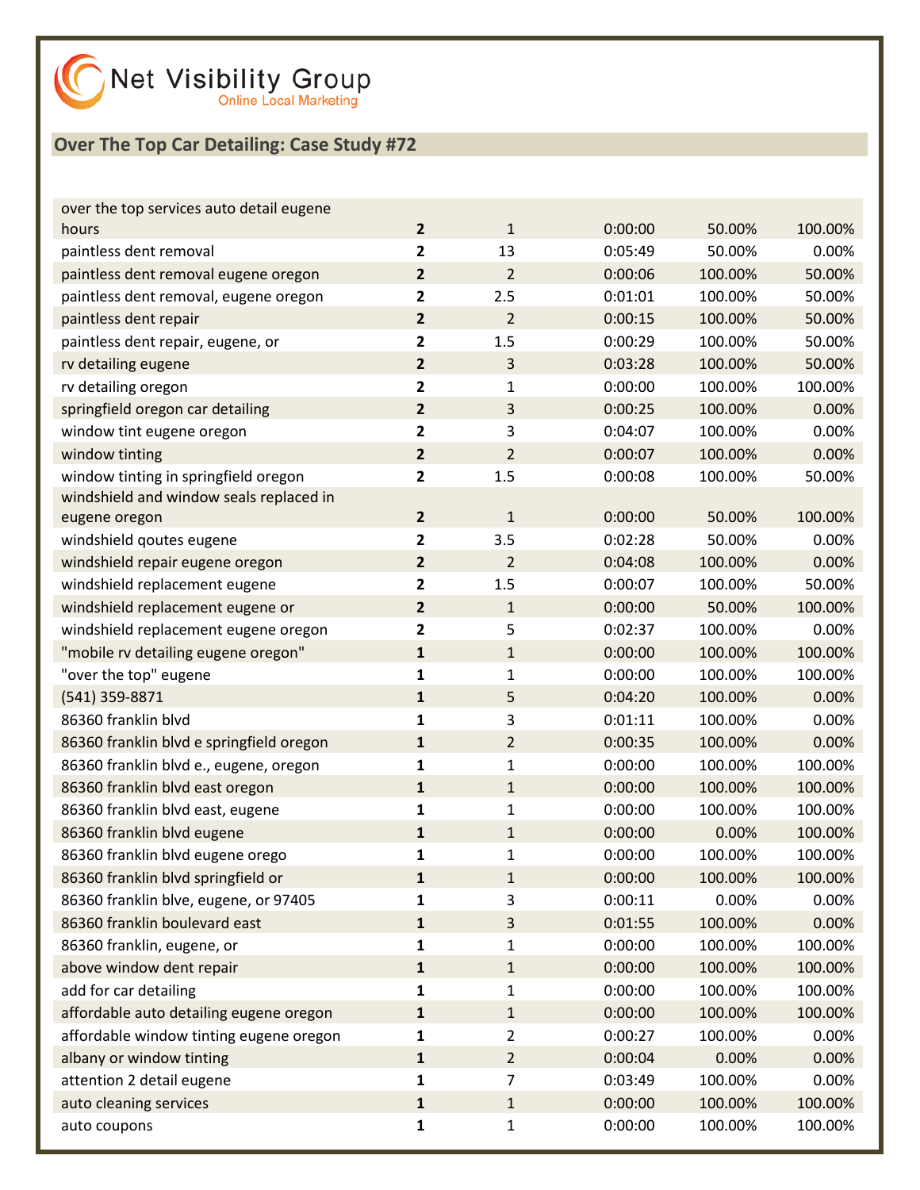Net Visibility Group
Online Local Marketing

## Over The Top Car Detailing: Case Study #72

| | | | | | |
|---|---|---|---|---|---|
| over the top services auto detail eugene hours | **2** | 1 | 0:00:00 | 50.00% | 100.00% |
| paintless dent removal | **2** | 13 | 0:05:49 | 50.00% | 0.00% |
| paintless dent removal eugene oregon | **2** | 2 | 0:00:06 | 100.00% | 50.00% |
| paintless dent removal, eugene oregon | **2** | 2.5 | 0:01:01 | 100.00% | 50.00% |
| paintless dent repair | **2** | 2 | 0:00:15 | 100.00% | 50.00% |
| paintless dent repair, eugene, or | **2** | 1.5 | 0:00:29 | 100.00% | 50.00% |
| rv detailing eugene | **2** | 3 | 0:03:28 | 100.00% | 50.00% |
| rv detailing oregon | **2** | 1 | 0:00:00 | 100.00% | 100.00% |
| springfield oregon car detailing | **2** | 3 | 0:00:25 | 100.00% | 0.00% |
| window tint eugene oregon | **2** | 3 | 0:04:07 | 100.00% | 0.00% |
| window tinting | **2** | 2 | 0:00:07 | 100.00% | 0.00% |
| window tinting in springfield oregon | **2** | 1.5 | 0:00:08 | 100.00% | 50.00% |
| windshield and window seals replaced in eugene oregon | **2** | 1 | 0:00:00 | 50.00% | 100.00% |
| windshield qoutes eugene | **2** | 3.5 | 0:02:28 | 50.00% | 0.00% |
| windshield repair eugene oregon | **2** | 2 | 0:04:08 | 100.00% | 0.00% |
| windshield replacement eugene | **2** | 1.5 | 0:00:07 | 100.00% | 50.00% |
| windshield replacement eugene or | **2** | 1 | 0:00:00 | 50.00% | 100.00% |
| windshield replacement eugene oregon | **2** | 5 | 0:02:37 | 100.00% | 0.00% |
| "mobile rv detailing eugene oregon" | **1** | 1 | 0:00:00 | 100.00% | 100.00% |
| "over the top" eugene | **1** | 1 | 0:00:00 | 100.00% | 100.00% |
| (541) 359-8871 | **1** | 5 | 0:04:20 | 100.00% | 0.00% |
| 86360 franklin blvd | **1** | 3 | 0:01:11 | 100.00% | 0.00% |
| 86360 franklin blvd e springfield oregon | **1** | 2 | 0:00:35 | 100.00% | 0.00% |
| 86360 franklin blvd e., eugene, oregon | **1** | 1 | 0:00:00 | 100.00% | 100.00% |
| 86360 franklin blvd east oregon | **1** | 1 | 0:00:00 | 100.00% | 100.00% |
| 86360 franklin blvd east, eugene | **1** | 1 | 0:00:00 | 100.00% | 100.00% |
| 86360 franklin blvd eugene | **1** | 1 | 0:00:00 | 0.00% | 100.00% |
| 86360 franklin blvd eugene orego | **1** | 1 | 0:00:00 | 100.00% | 100.00% |
| 86360 franklin blvd springfield or | **1** | 1 | 0:00:00 | 100.00% | 100.00% |
| 86360 franklin blve, eugene, or 97405 | **1** | 3 | 0:00:11 | 0.00% | 0.00% |
| 86360 franklin boulevard east | **1** | 3 | 0:01:55 | 100.00% | 0.00% |
| 86360 franklin, eugene, or | **1** | 1 | 0:00:00 | 100.00% | 100.00% |
| above window dent repair | **1** | 1 | 0:00:00 | 100.00% | 100.00% |
| add for car detailing | **1** | 1 | 0:00:00 | 100.00% | 100.00% |
| affordable auto detailing eugene oregon | **1** | 1 | 0:00:00 | 100.00% | 100.00% |
| affordable window tinting eugene oregon | **1** | 2 | 0:00:27 | 100.00% | 0.00% |
| albany or window tinting | **1** | 2 | 0:00:04 | 0.00% | 0.00% |
| attention 2 detail eugene | **1** | 7 | 0:03:49 | 100.00% | 0.00% |
| auto cleaning services | **1** | 1 | 0:00:00 | 100.00% | 100.00% |
| auto coupons | **1** | 1 | 0:00:00 | 100.00% | 100.00% |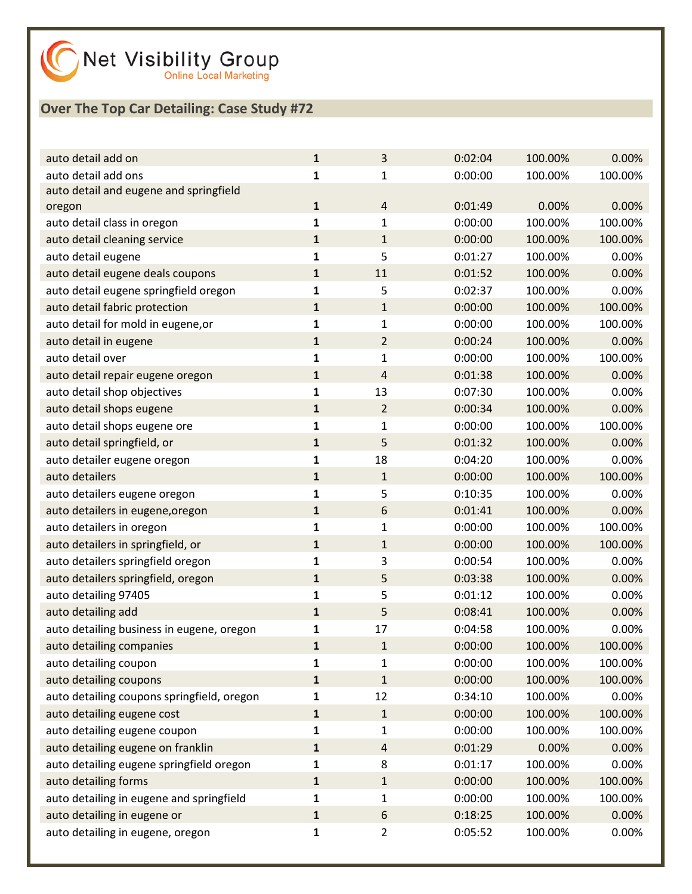Net Visibility Group
Online Local Marketing

## Over The Top Car Detailing: Case Study #72

| | | | | | |
|---|---|---|---|---|---|
| auto detail add on | **1** | 3 | 0:02:04 | 100.00% | 0.00% |
| auto detail add ons | **1** | 1 | 0:00:00 | 100.00% | 100.00% |
| auto detail and eugene and springfield oregon | **1** | 4 | 0:01:49 | 0.00% | 0.00% |
| auto detail class in oregon | **1** | 1 | 0:00:00 | 100.00% | 100.00% |
| auto detail cleaning service | **1** | 1 | 0:00:00 | 100.00% | 100.00% |
| auto detail eugene | **1** | 5 | 0:01:27 | 100.00% | 0.00% |
| auto detail eugene deals coupons | **1** | 11 | 0:01:52 | 100.00% | 0.00% |
| auto detail eugene springfield oregon | **1** | 5 | 0:02:37 | 100.00% | 0.00% |
| auto detail fabric protection | **1** | 1 | 0:00:00 | 100.00% | 100.00% |
| auto detail for mold in eugene,or | **1** | 1 | 0:00:00 | 100.00% | 100.00% |
| auto detail in eugene | **1** | 2 | 0:00:24 | 100.00% | 0.00% |
| auto detail over | **1** | 1 | 0:00:00 | 100.00% | 100.00% |
| auto detail repair eugene oregon | **1** | 4 | 0:01:38 | 100.00% | 0.00% |
| auto detail shop objectives | **1** | 13 | 0:07:30 | 100.00% | 0.00% |
| auto detail shops eugene | **1** | 2 | 0:00:34 | 100.00% | 0.00% |
| auto detail shops eugene ore | **1** | 1 | 0:00:00 | 100.00% | 100.00% |
| auto detail springfield, or | **1** | 5 | 0:01:32 | 100.00% | 0.00% |
| auto detailer eugene oregon | **1** | 18 | 0:04:20 | 100.00% | 0.00% |
| auto detailers | **1** | 1 | 0:00:00 | 100.00% | 100.00% |
| auto detailers eugene oregon | **1** | 5 | 0:10:35 | 100.00% | 0.00% |
| auto detailers in eugene,oregon | **1** | 6 | 0:01:41 | 100.00% | 0.00% |
| auto detailers in oregon | **1** | 1 | 0:00:00 | 100.00% | 100.00% |
| auto detailers in springfield, or | **1** | 1 | 0:00:00 | 100.00% | 100.00% |
| auto detailers springfield oregon | **1** | 3 | 0:00:54 | 100.00% | 0.00% |
| auto detailers springfield, oregon | **1** | 5 | 0:03:38 | 100.00% | 0.00% |
| auto detailing 97405 | **1** | 5 | 0:01:12 | 100.00% | 0.00% |
| auto detailing add | **1** | 5 | 0:08:41 | 100.00% | 0.00% |
| auto detailing business in eugene, oregon | **1** | 17 | 0:04:58 | 100.00% | 0.00% |
| auto detailing companies | **1** | 1 | 0:00:00 | 100.00% | 100.00% |
| auto detailing coupon | **1** | 1 | 0:00:00 | 100.00% | 100.00% |
| auto detailing coupons | **1** | 1 | 0:00:00 | 100.00% | 100.00% |
| auto detailing coupons springfield, oregon | **1** | 12 | 0:34:10 | 100.00% | 0.00% |
| auto detailing eugene cost | **1** | 1 | 0:00:00 | 100.00% | 100.00% |
| auto detailing eugene coupon | **1** | 1 | 0:00:00 | 100.00% | 100.00% |
| auto detailing eugene on franklin | **1** | 4 | 0:01:29 | 0.00% | 0.00% |
| auto detailing eugene springfield oregon | **1** | 8 | 0:01:17 | 100.00% | 0.00% |
| auto detailing forms | **1** | 1 | 0:00:00 | 100.00% | 100.00% |
| auto detailing in eugene and springfield | **1** | 1 | 0:00:00 | 100.00% | 100.00% |
| auto detailing in eugene or | **1** | 6 | 0:18:25 | 100.00% | 0.00% |
| auto detailing in eugene, oregon | **1** | 2 | 0:05:52 | 100.00% | 0.00% |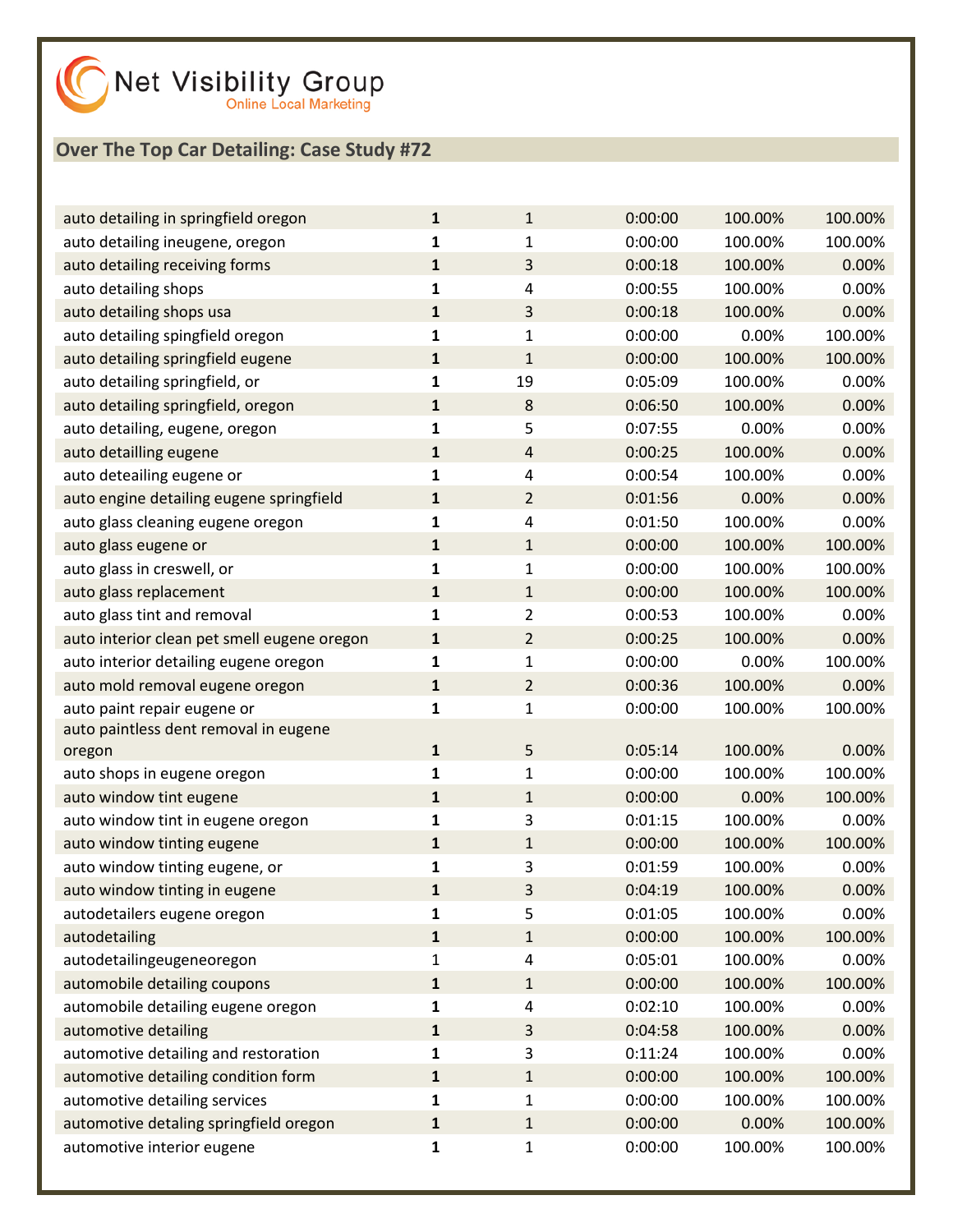Net Visibility Group
Online Local Marketing

## Over The Top Car Detailing: Case Study #72

| | | | | | |
|---|---|---|---|---|---|
| auto detailing in springfield oregon | **1** | 1 | 0:00:00 | 100.00% | 100.00% |
| auto detailing ineugene, oregon | **1** | 1 | 0:00:00 | 100.00% | 100.00% |
| auto detailing receiving forms | **1** | 3 | 0:00:18 | 100.00% | 0.00% |
| auto detailing shops | **1** | 4 | 0:00:55 | 100.00% | 0.00% |
| auto detailing shops usa | **1** | 3 | 0:00:18 | 100.00% | 0.00% |
| auto detailing spingfield oregon | **1** | 1 | 0:00:00 | 0.00% | 100.00% |
| auto detailing springfield eugene | **1** | 1 | 0:00:00 | 100.00% | 100.00% |
| auto detailing springfield, or | **1** | 19 | 0:05:09 | 100.00% | 0.00% |
| auto detailing springfield, oregon | **1** | 8 | 0:06:50 | 100.00% | 0.00% |
| auto detailing, eugene, oregon | **1** | 5 | 0:07:55 | 0.00% | 0.00% |
| auto detailling eugene | **1** | 4 | 0:00:25 | 100.00% | 0.00% |
| auto deteailing eugene or | **1** | 4 | 0:00:54 | 100.00% | 0.00% |
| auto engine detailing eugene springfield | **1** | 2 | 0:01:56 | 0.00% | 0.00% |
| auto glass cleaning eugene oregon | **1** | 4 | 0:01:50 | 100.00% | 0.00% |
| auto glass eugene or | **1** | 1 | 0:00:00 | 100.00% | 100.00% |
| auto glass in creswell, or | **1** | 1 | 0:00:00 | 100.00% | 100.00% |
| auto glass replacement | **1** | 1 | 0:00:00 | 100.00% | 100.00% |
| auto glass tint and removal | **1** | 2 | 0:00:53 | 100.00% | 0.00% |
| auto interior clean pet smell eugene oregon | **1** | 2 | 0:00:25 | 100.00% | 0.00% |
| auto interior detailing eugene oregon | **1** | 1 | 0:00:00 | 0.00% | 100.00% |
| auto mold removal eugene oregon | **1** | 2 | 0:00:36 | 100.00% | 0.00% |
| auto paint repair eugene or | **1** | 1 | 0:00:00 | 100.00% | 100.00% |
| auto paintless dent removal in eugene oregon | **1** | 5 | 0:05:14 | 100.00% | 0.00% |
| auto shops in eugene oregon | **1** | 1 | 0:00:00 | 100.00% | 100.00% |
| auto window tint eugene | **1** | 1 | 0:00:00 | 0.00% | 100.00% |
| auto window tint in eugene oregon | **1** | 3 | 0:01:15 | 100.00% | 0.00% |
| auto window tinting eugene | **1** | 1 | 0:00:00 | 100.00% | 100.00% |
| auto window tinting eugene, or | **1** | 3 | 0:01:59 | 100.00% | 0.00% |
| auto window tinting in eugene | **1** | 3 | 0:04:19 | 100.00% | 0.00% |
| autodetailers eugene oregon | **1** | 5 | 0:01:05 | 100.00% | 0.00% |
| autodetailing | **1** | 1 | 0:00:00 | 100.00% | 100.00% |
| autodetailingeugeneoregon | 1 | 4 | 0:05:01 | 100.00% | 0.00% |
| automobile detailing coupons | **1** | 1 | 0:00:00 | 100.00% | 100.00% |
| automobile detailing eugene oregon | **1** | 4 | 0:02:10 | 100.00% | 0.00% |
| automotive detailing | **1** | 3 | 0:04:58 | 100.00% | 0.00% |
| automotive detailing and restoration | **1** | 3 | 0:11:24 | 100.00% | 0.00% |
| automotive detailing condition form | **1** | 1 | 0:00:00 | 100.00% | 100.00% |
| automotive detailing services | **1** | 1 | 0:00:00 | 100.00% | 100.00% |
| automotive detaling springfield oregon | **1** | 1 | 0:00:00 | 0.00% | 100.00% |
| automotive interior eugene | **1** | 1 | 0:00:00 | 100.00% | 100.00% |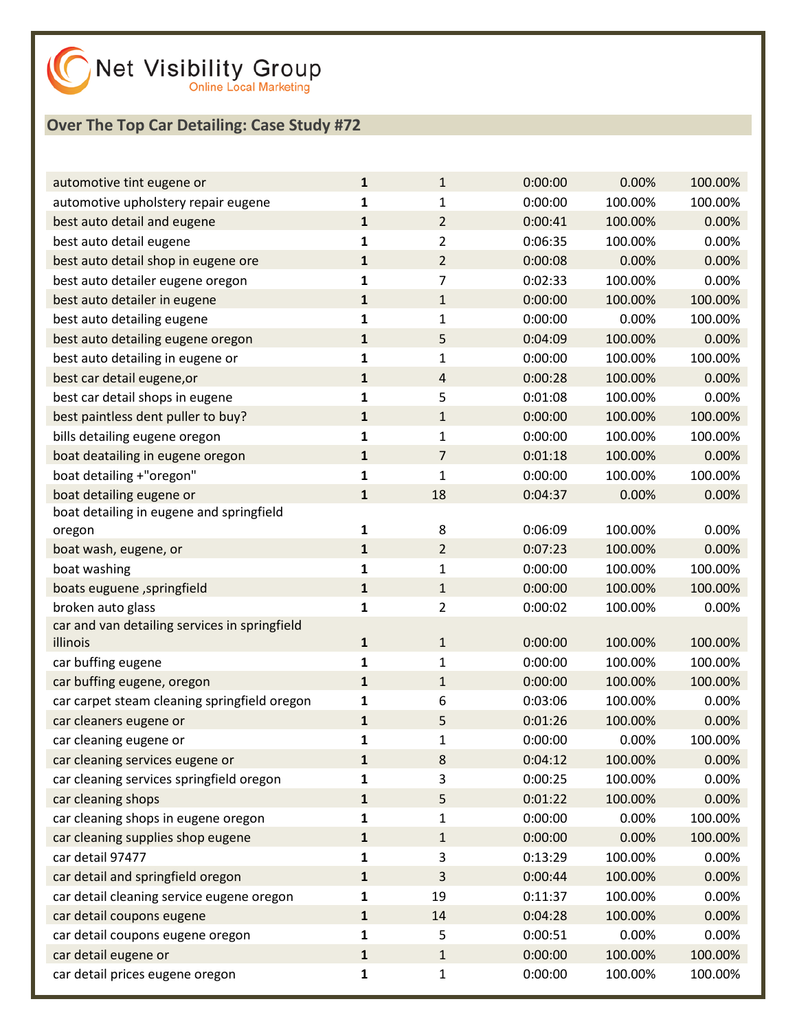Net Visibility Group
Online Local Marketing

## Over The Top Car Detailing: Case Study #72

| | | | | | |
|---|---|---|---|---|---|
| automotive tint eugene or | **1** | 1 | 0:00:00 | 0.00% | 100.00% |
| automotive upholstery repair eugene | **1** | 1 | 0:00:00 | 100.00% | 100.00% |
| best auto detail and eugene | **1** | 2 | 0:00:41 | 100.00% | 0.00% |
| best auto detail eugene | **1** | 2 | 0:06:35 | 100.00% | 0.00% |
| best auto detail shop in eugene ore | **1** | 2 | 0:00:08 | 0.00% | 0.00% |
| best auto detailer eugene oregon | **1** | 7 | 0:02:33 | 100.00% | 0.00% |
| best auto detailer in eugene | **1** | 1 | 0:00:00 | 100.00% | 100.00% |
| best auto detailing eugene | **1** | 1 | 0:00:00 | 0.00% | 100.00% |
| best auto detailing eugene oregon | **1** | 5 | 0:04:09 | 100.00% | 0.00% |
| best auto detailing in eugene or | **1** | 1 | 0:00:00 | 100.00% | 100.00% |
| best car detail eugene,or | **1** | 4 | 0:00:28 | 100.00% | 0.00% |
| best car detail shops in eugene | **1** | 5 | 0:01:08 | 100.00% | 0.00% |
| best paintless dent puller to buy? | **1** | 1 | 0:00:00 | 100.00% | 100.00% |
| bills detailing eugene oregon | **1** | 1 | 0:00:00 | 100.00% | 100.00% |
| boat deatailing in eugene oregon | **1** | 7 | 0:01:18 | 100.00% | 0.00% |
| boat detailing +"oregon" | **1** | 1 | 0:00:00 | 100.00% | 100.00% |
| boat detailing eugene or | **1** | 18 | 0:04:37 | 0.00% | 0.00% |
| boat detailing in eugene and springfield oregon | **1** | 8 | 0:06:09 | 100.00% | 0.00% |
| boat wash, eugene, or | **1** | 2 | 0:07:23 | 100.00% | 0.00% |
| boat washing | **1** | 1 | 0:00:00 | 100.00% | 100.00% |
| boats euguene ,springfield | **1** | 1 | 0:00:00 | 100.00% | 100.00% |
| broken auto glass | **1** | 2 | 0:00:02 | 100.00% | 0.00% |
| car and van detailing services in springfield illinois | **1** | 1 | 0:00:00 | 100.00% | 100.00% |
| car buffing eugene | **1** | 1 | 0:00:00 | 100.00% | 100.00% |
| car buffing eugene, oregon | **1** | 1 | 0:00:00 | 100.00% | 100.00% |
| car carpet steam cleaning springfield oregon | **1** | 6 | 0:03:06 | 100.00% | 0.00% |
| car cleaners eugene or | **1** | 5 | 0:01:26 | 100.00% | 0.00% |
| car cleaning eugene or | **1** | 1 | 0:00:00 | 0.00% | 100.00% |
| car cleaning services eugene or | **1** | 8 | 0:04:12 | 100.00% | 0.00% |
| car cleaning services springfield oregon | **1** | 3 | 0:00:25 | 100.00% | 0.00% |
| car cleaning shops | **1** | 5 | 0:01:22 | 100.00% | 0.00% |
| car cleaning shops in eugene oregon | **1** | 1 | 0:00:00 | 0.00% | 100.00% |
| car cleaning supplies shop eugene | **1** | 1 | 0:00:00 | 0.00% | 100.00% |
| car detail 97477 | **1** | 3 | 0:13:29 | 100.00% | 0.00% |
| car detail and springfield oregon | **1** | 3 | 0:00:44 | 100.00% | 0.00% |
| car detail cleaning service eugene oregon | **1** | 19 | 0:11:37 | 100.00% | 0.00% |
| car detail coupons eugene | **1** | 14 | 0:04:28 | 100.00% | 0.00% |
| car detail coupons eugene oregon | **1** | 5 | 0:00:51 | 0.00% | 0.00% |
| car detail eugene or | **1** | 1 | 0:00:00 | 100.00% | 100.00% |
| car detail prices eugene oregon | **1** | 1 | 0:00:00 | 100.00% | 100.00% |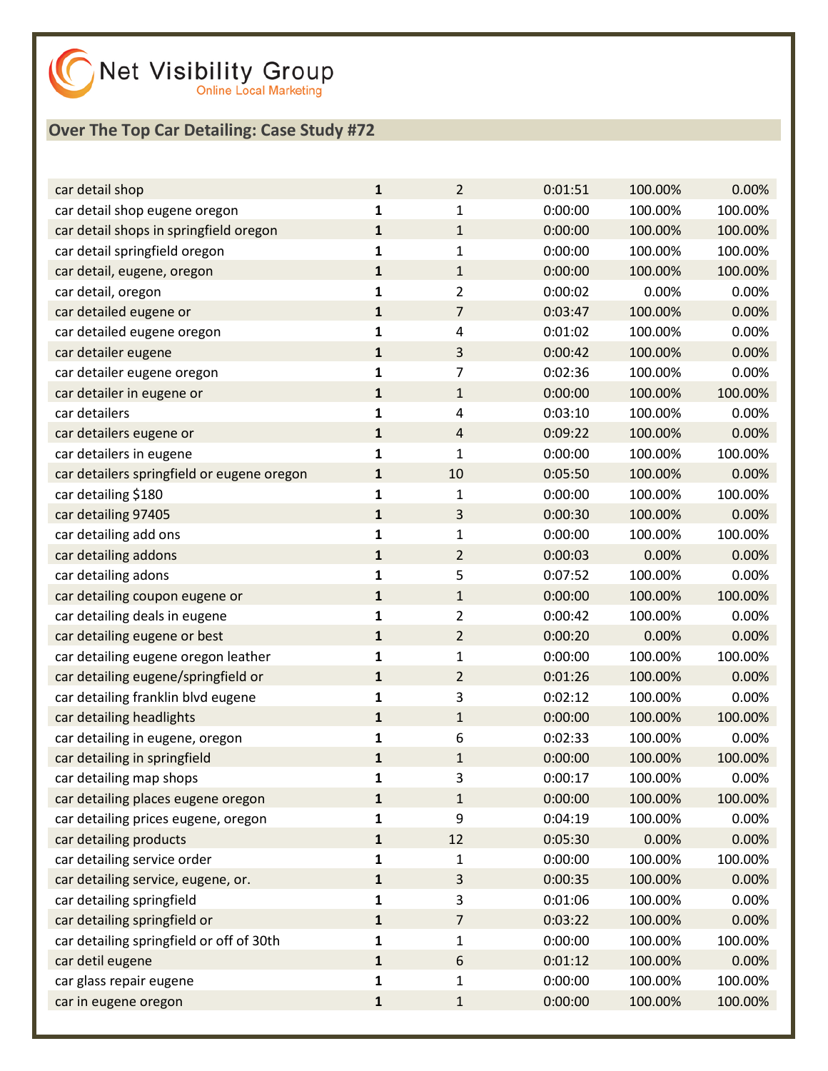Net Visibility Group
Online Local Marketing

## Over The Top Car Detailing: Case Study #72

| | | | | | |
|---|---|---|---|---|---|
| car detail shop | **1** | 2 | 0:01:51 | 100.00% | 0.00% |
| car detail shop eugene oregon | **1** | 1 | 0:00:00 | 100.00% | 100.00% |
| car detail shops in springfield oregon | **1** | 1 | 0:00:00 | 100.00% | 100.00% |
| car detail springfield oregon | **1** | 1 | 0:00:00 | 100.00% | 100.00% |
| car detail, eugene, oregon | **1** | 1 | 0:00:00 | 100.00% | 100.00% |
| car detail, oregon | **1** | 2 | 0:00:02 | 0.00% | 0.00% |
| car detailed eugene or | **1** | 7 | 0:03:47 | 100.00% | 0.00% |
| car detailed eugene oregon | **1** | 4 | 0:01:02 | 100.00% | 0.00% |
| car detailer eugene | **1** | 3 | 0:00:42 | 100.00% | 0.00% |
| car detailer eugene oregon | **1** | 7 | 0:02:36 | 100.00% | 0.00% |
| car detailer in eugene or | **1** | 1 | 0:00:00 | 100.00% | 100.00% |
| car detailers | **1** | 4 | 0:03:10 | 100.00% | 0.00% |
| car detailers eugene or | **1** | 4 | 0:09:22 | 100.00% | 0.00% |
| car detailers in eugene | **1** | 1 | 0:00:00 | 100.00% | 100.00% |
| car detailers springfield or eugene oregon | **1** | 10 | 0:05:50 | 100.00% | 0.00% |
| car detailing $180 | **1** | 1 | 0:00:00 | 100.00% | 100.00% |
| car detailing 97405 | **1** | 3 | 0:00:30 | 100.00% | 0.00% |
| car detailing add ons | **1** | 1 | 0:00:00 | 100.00% | 100.00% |
| car detailing addons | **1** | 2 | 0:00:03 | 0.00% | 0.00% |
| car detailing adons | **1** | 5 | 0:07:52 | 100.00% | 0.00% |
| car detailing coupon eugene or | **1** | 1 | 0:00:00 | 100.00% | 100.00% |
| car detailing deals in eugene | **1** | 2 | 0:00:42 | 100.00% | 0.00% |
| car detailing eugene or best | **1** | 2 | 0:00:20 | 0.00% | 0.00% |
| car detailing eugene oregon leather | **1** | 1 | 0:00:00 | 100.00% | 100.00% |
| car detailing eugene/springfield or | **1** | 2 | 0:01:26 | 100.00% | 0.00% |
| car detailing franklin blvd eugene | **1** | 3 | 0:02:12 | 100.00% | 0.00% |
| car detailing headlights | **1** | 1 | 0:00:00 | 100.00% | 100.00% |
| car detailing in eugene, oregon | **1** | 6 | 0:02:33 | 100.00% | 0.00% |
| car detailing in springfield | **1** | 1 | 0:00:00 | 100.00% | 100.00% |
| car detailing map shops | **1** | 3 | 0:00:17 | 100.00% | 0.00% |
| car detailing places eugene oregon | **1** | 1 | 0:00:00 | 100.00% | 100.00% |
| car detailing prices eugene, oregon | **1** | 9 | 0:04:19 | 100.00% | 0.00% |
| car detailing products | **1** | 12 | 0:05:30 | 0.00% | 0.00% |
| car detailing service order | **1** | 1 | 0:00:00 | 100.00% | 100.00% |
| car detailing service, eugene, or. | **1** | 3 | 0:00:35 | 100.00% | 0.00% |
| car detailing springfield | **1** | 3 | 0:01:06 | 100.00% | 0.00% |
| car detailing springfield or | **1** | 7 | 0:03:22 | 100.00% | 0.00% |
| car detailing springfield or off of 30th | **1** | 1 | 0:00:00 | 100.00% | 100.00% |
| car detil eugene | **1** | 6 | 0:01:12 | 100.00% | 0.00% |
| car glass repair eugene | **1** | 1 | 0:00:00 | 100.00% | 100.00% |
| car in eugene oregon | **1** | 1 | 0:00:00 | 100.00% | 100.00% |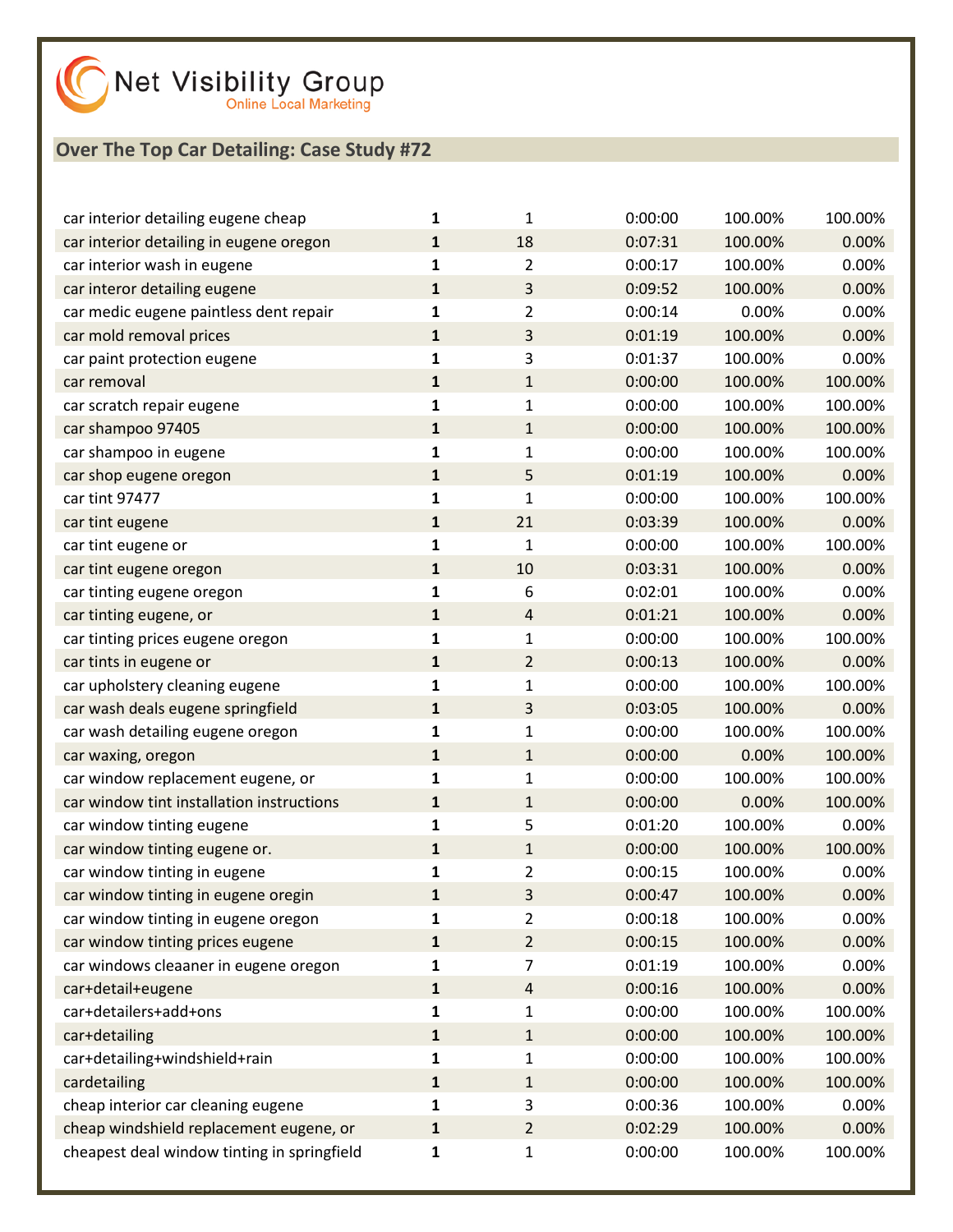## Over The Top Car Detailing: Case Study #72

| | | | | | |
|---|---|---|---|---|---|
| car interior detailing eugene cheap | **1** | 1 | 0:00:00 | 100.00% | 100.00% |
| car interior detailing in eugene oregon | **1** | 18 | 0:07:31 | 100.00% | 0.00% |
| car interior wash in eugene | **1** | 2 | 0:00:17 | 100.00% | 0.00% |
| car interor detailing eugene | **1** | 3 | 0:09:52 | 100.00% | 0.00% |
| car medic eugene paintless dent repair | **1** | 2 | 0:00:14 | 0.00% | 0.00% |
| car mold removal prices | **1** | 3 | 0:01:19 | 100.00% | 0.00% |
| car paint protection eugene | **1** | 3 | 0:01:37 | 100.00% | 0.00% |
| car removal | **1** | 1 | 0:00:00 | 100.00% | 100.00% |
| car scratch repair eugene | **1** | 1 | 0:00:00 | 100.00% | 100.00% |
| car shampoo 97405 | **1** | 1 | 0:00:00 | 100.00% | 100.00% |
| car shampoo in eugene | **1** | 1 | 0:00:00 | 100.00% | 100.00% |
| car shop eugene oregon | **1** | 5 | 0:01:19 | 100.00% | 0.00% |
| car tint 97477 | **1** | 1 | 0:00:00 | 100.00% | 100.00% |
| car tint eugene | **1** | 21 | 0:03:39 | 100.00% | 0.00% |
| car tint eugene or | **1** | 1 | 0:00:00 | 100.00% | 100.00% |
| car tint eugene oregon | **1** | 10 | 0:03:31 | 100.00% | 0.00% |
| car tinting eugene oregon | **1** | 6 | 0:02:01 | 100.00% | 0.00% |
| car tinting eugene, or | **1** | 4 | 0:01:21 | 100.00% | 0.00% |
| car tinting prices eugene oregon | **1** | 1 | 0:00:00 | 100.00% | 100.00% |
| car tints in eugene or | **1** | 2 | 0:00:13 | 100.00% | 0.00% |
| car upholstery cleaning eugene | **1** | 1 | 0:00:00 | 100.00% | 100.00% |
| car wash deals eugene springfield | **1** | 3 | 0:03:05 | 100.00% | 0.00% |
| car wash detailing eugene oregon | **1** | 1 | 0:00:00 | 100.00% | 100.00% |
| car waxing, oregon | **1** | 1 | 0:00:00 | 0.00% | 100.00% |
| car window replacement eugene, or | **1** | 1 | 0:00:00 | 100.00% | 100.00% |
| car window tint installation instructions | **1** | 1 | 0:00:00 | 0.00% | 100.00% |
| car window tinting eugene | **1** | 5 | 0:01:20 | 100.00% | 0.00% |
| car window tinting eugene or. | **1** | 1 | 0:00:00 | 100.00% | 100.00% |
| car window tinting in eugene | **1** | 2 | 0:00:15 | 100.00% | 0.00% |
| car window tinting in eugene oregin | **1** | 3 | 0:00:47 | 100.00% | 0.00% |
| car window tinting in eugene oregon | **1** | 2 | 0:00:18 | 100.00% | 0.00% |
| car window tinting prices eugene | **1** | 2 | 0:00:15 | 100.00% | 0.00% |
| car windows cleaaner in eugene oregon | **1** | 7 | 0:01:19 | 100.00% | 0.00% |
| car+detail+eugene | **1** | 4 | 0:00:16 | 100.00% | 0.00% |
| car+detailers+add+ons | **1** | 1 | 0:00:00 | 100.00% | 100.00% |
| car+detailing | **1** | 1 | 0:00:00 | 100.00% | 100.00% |
| car+detailing+windshield+rain | **1** | 1 | 0:00:00 | 100.00% | 100.00% |
| cardetailing | **1** | 1 | 0:00:00 | 100.00% | 100.00% |
| cheap interior car cleaning eugene | **1** | 3 | 0:00:36 | 100.00% | 0.00% |
| cheap windshield replacement eugene, or | **1** | 2 | 0:02:29 | 100.00% | 0.00% |
| cheapest deal window tinting in springfield | **1** | 1 | 0:00:00 | 100.00% | 100.00% |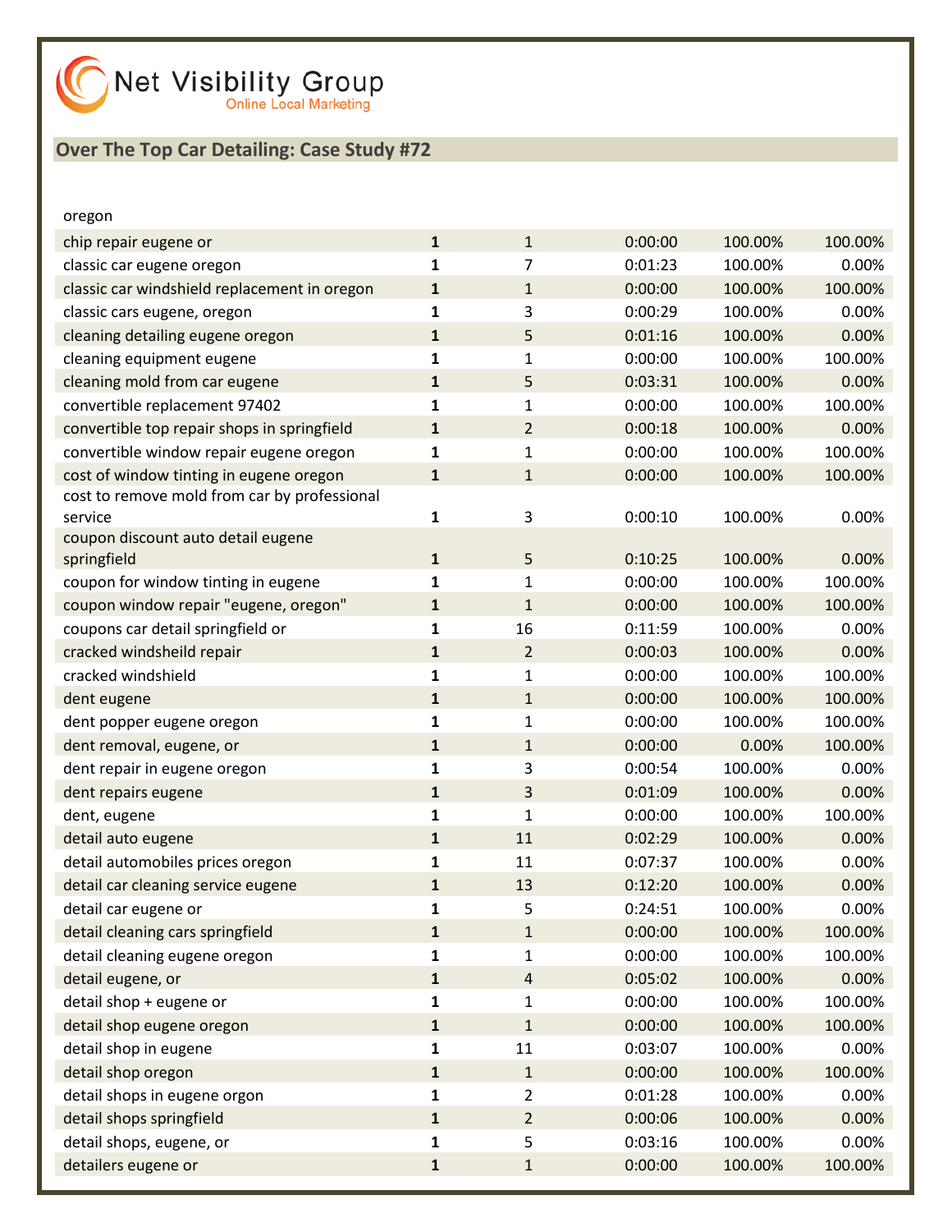Net Visibility Group
Online Local Marketing

## Over The Top Car Detailing: Case Study #72

oregon

| | | | | | |
|---|---|---|---|---|---|
| chip repair eugene or | **1** | 1 | 0:00:00 | 100.00% | 100.00% |
| classic car eugene oregon | **1** | 7 | 0:01:23 | 100.00% | 0.00% |
| classic car windshield replacement in oregon | **1** | 1 | 0:00:00 | 100.00% | 100.00% |
| classic cars eugene, oregon | **1** | 3 | 0:00:29 | 100.00% | 0.00% |
| cleaning detailing eugene oregon | **1** | 5 | 0:01:16 | 100.00% | 0.00% |
| cleaning equipment eugene | **1** | 1 | 0:00:00 | 100.00% | 100.00% |
| cleaning mold from car eugene | **1** | 5 | 0:03:31 | 100.00% | 0.00% |
| convertible replacement 97402 | **1** | 1 | 0:00:00 | 100.00% | 100.00% |
| convertible top repair shops in springfield | **1** | 2 | 0:00:18 | 100.00% | 0.00% |
| convertible window repair eugene oregon | **1** | 1 | 0:00:00 | 100.00% | 100.00% |
| cost of window tinting in eugene oregon | **1** | 1 | 0:00:00 | 100.00% | 100.00% |
| cost to remove mold from car by professional service | **1** | 3 | 0:00:10 | 100.00% | 0.00% |
| coupon discount auto detail eugene springfield | **1** | 5 | 0:10:25 | 100.00% | 0.00% |
| coupon for window tinting in eugene | **1** | 1 | 0:00:00 | 100.00% | 100.00% |
| coupon window repair "eugene, oregon" | **1** | 1 | 0:00:00 | 100.00% | 100.00% |
| coupons car detail springfield or | **1** | 16 | 0:11:59 | 100.00% | 0.00% |
| cracked windsheild repair | **1** | 2 | 0:00:03 | 100.00% | 0.00% |
| cracked windshield | **1** | 1 | 0:00:00 | 100.00% | 100.00% |
| dent eugene | **1** | 1 | 0:00:00 | 100.00% | 100.00% |
| dent popper eugene oregon | **1** | 1 | 0:00:00 | 100.00% | 100.00% |
| dent removal, eugene, or | **1** | 1 | 0:00:00 | 0.00% | 100.00% |
| dent repair in eugene oregon | **1** | 3 | 0:00:54 | 100.00% | 0.00% |
| dent repairs eugene | **1** | 3 | 0:01:09 | 100.00% | 0.00% |
| dent, eugene | **1** | 1 | 0:00:00 | 100.00% | 100.00% |
| detail auto eugene | **1** | 11 | 0:02:29 | 100.00% | 0.00% |
| detail automobiles prices oregon | **1** | 11 | 0:07:37 | 100.00% | 0.00% |
| detail car cleaning service eugene | **1** | 13 | 0:12:20 | 100.00% | 0.00% |
| detail car eugene or | **1** | 5 | 0:24:51 | 100.00% | 0.00% |
| detail cleaning cars springfield | **1** | 1 | 0:00:00 | 100.00% | 100.00% |
| detail cleaning eugene oregon | **1** | 1 | 0:00:00 | 100.00% | 100.00% |
| detail eugene, or | **1** | 4 | 0:05:02 | 100.00% | 0.00% |
| detail shop + eugene or | **1** | 1 | 0:00:00 | 100.00% | 100.00% |
| detail shop eugene oregon | **1** | 1 | 0:00:00 | 100.00% | 100.00% |
| detail shop in eugene | **1** | 11 | 0:03:07 | 100.00% | 0.00% |
| detail shop oregon | **1** | 1 | 0:00:00 | 100.00% | 100.00% |
| detail shops in eugene orgon | **1** | 2 | 0:01:28 | 100.00% | 0.00% |
| detail shops springfield | **1** | 2 | 0:00:06 | 100.00% | 0.00% |
| detail shops, eugene, or | **1** | 5 | 0:03:16 | 100.00% | 0.00% |
| detailers eugene or | **1** | 1 | 0:00:00 | 100.00% | 100.00% |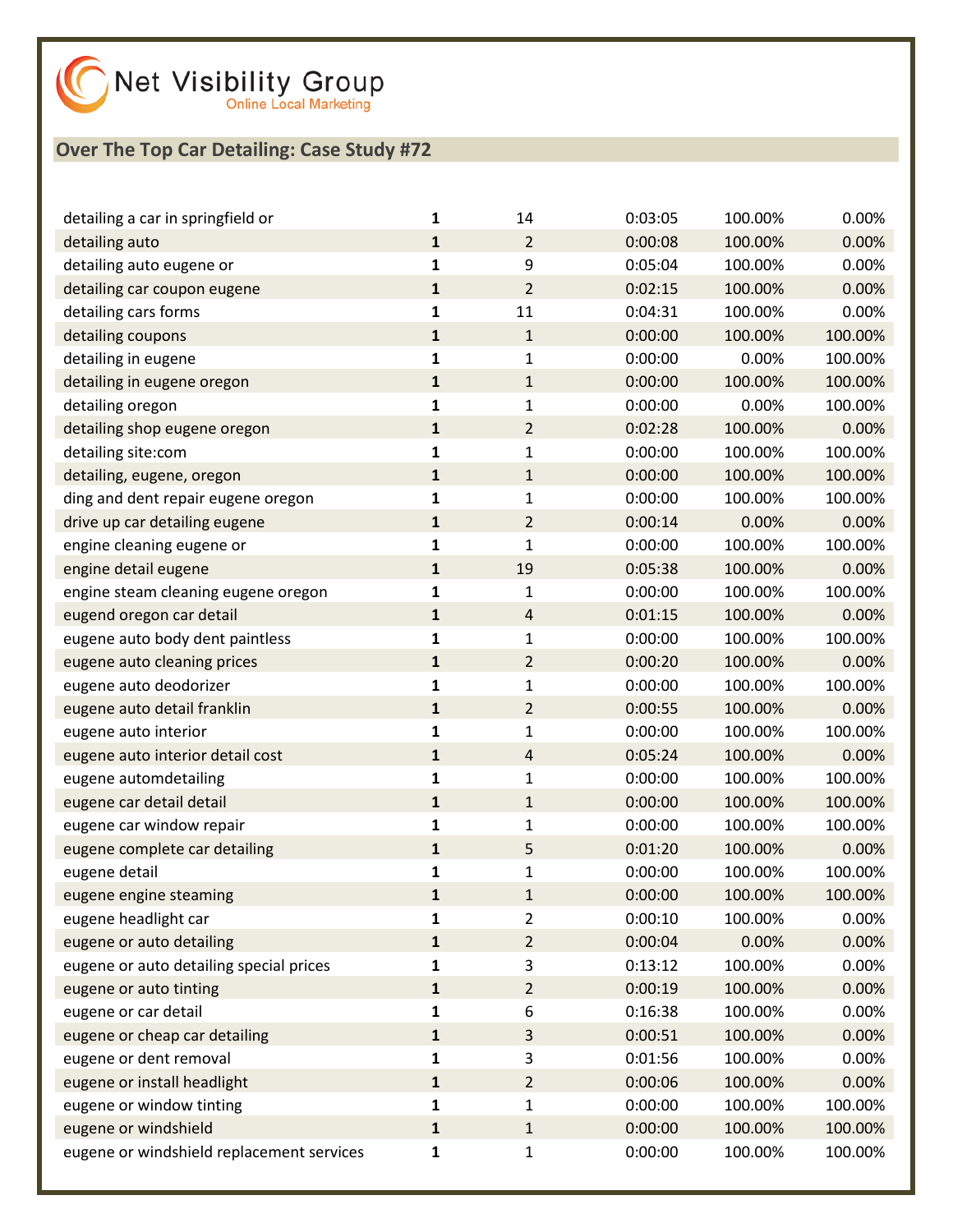Net Visibility Group
Online Local Marketing

## Over The Top Car Detailing: Case Study #72

| | | | | | |
|---|---|---|---|---|---|
| detailing a car in springfield or | **1** | 14 | 0:03:05 | 100.00% | 0.00% |
| detailing auto | **1** | 2 | 0:00:08 | 100.00% | 0.00% |
| detailing auto eugene or | **1** | 9 | 0:05:04 | 100.00% | 0.00% |
| detailing car coupon eugene | **1** | 2 | 0:02:15 | 100.00% | 0.00% |
| detailing cars forms | **1** | 11 | 0:04:31 | 100.00% | 0.00% |
| detailing coupons | **1** | 1 | 0:00:00 | 100.00% | 100.00% |
| detailing in eugene | **1** | 1 | 0:00:00 | 0.00% | 100.00% |
| detailing in eugene oregon | **1** | 1 | 0:00:00 | 100.00% | 100.00% |
| detailing oregon | **1** | 1 | 0:00:00 | 0.00% | 100.00% |
| detailing shop eugene oregon | **1** | 2 | 0:02:28 | 100.00% | 0.00% |
| detailing site:com | **1** | 1 | 0:00:00 | 100.00% | 100.00% |
| detailing, eugene, oregon | **1** | 1 | 0:00:00 | 100.00% | 100.00% |
| ding and dent repair eugene oregon | **1** | 1 | 0:00:00 | 100.00% | 100.00% |
| drive up car detailing eugene | **1** | 2 | 0:00:14 | 0.00% | 0.00% |
| engine cleaning eugene or | **1** | 1 | 0:00:00 | 100.00% | 100.00% |
| engine detail eugene | **1** | 19 | 0:05:38 | 100.00% | 0.00% |
| engine steam cleaning eugene oregon | **1** | 1 | 0:00:00 | 100.00% | 100.00% |
| eugend oregon car detail | **1** | 4 | 0:01:15 | 100.00% | 0.00% |
| eugene auto body dent paintless | **1** | 1 | 0:00:00 | 100.00% | 100.00% |
| eugene auto cleaning prices | **1** | 2 | 0:00:20 | 100.00% | 0.00% |
| eugene auto deodorizer | **1** | 1 | 0:00:00 | 100.00% | 100.00% |
| eugene auto detail franklin | **1** | 2 | 0:00:55 | 100.00% | 0.00% |
| eugene auto interior | **1** | 1 | 0:00:00 | 100.00% | 100.00% |
| eugene auto interior detail cost | **1** | 4 | 0:05:24 | 100.00% | 0.00% |
| eugene automdetailing | **1** | 1 | 0:00:00 | 100.00% | 100.00% |
| eugene car detail detail | **1** | 1 | 0:00:00 | 100.00% | 100.00% |
| eugene car window repair | **1** | 1 | 0:00:00 | 100.00% | 100.00% |
| eugene complete car detailing | **1** | 5 | 0:01:20 | 100.00% | 0.00% |
| eugene detail | **1** | 1 | 0:00:00 | 100.00% | 100.00% |
| eugene engine steaming | **1** | 1 | 0:00:00 | 100.00% | 100.00% |
| eugene headlight car | **1** | 2 | 0:00:10 | 100.00% | 0.00% |
| eugene or auto detailing | **1** | 2 | 0:00:04 | 0.00% | 0.00% |
| eugene or auto detailing special prices | **1** | 3 | 0:13:12 | 100.00% | 0.00% |
| eugene or auto tinting | **1** | 2 | 0:00:19 | 100.00% | 0.00% |
| eugene or car detail | **1** | 6 | 0:16:38 | 100.00% | 0.00% |
| eugene or cheap car detailing | **1** | 3 | 0:00:51 | 100.00% | 0.00% |
| eugene or dent removal | **1** | 3 | 0:01:56 | 100.00% | 0.00% |
| eugene or install headlight | **1** | 2 | 0:00:06 | 100.00% | 0.00% |
| eugene or window tinting | **1** | 1 | 0:00:00 | 100.00% | 100.00% |
| eugene or windshield | **1** | 1 | 0:00:00 | 100.00% | 100.00% |
| eugene or windshield replacement services | **1** | 1 | 0:00:00 | 100.00% | 100.00% |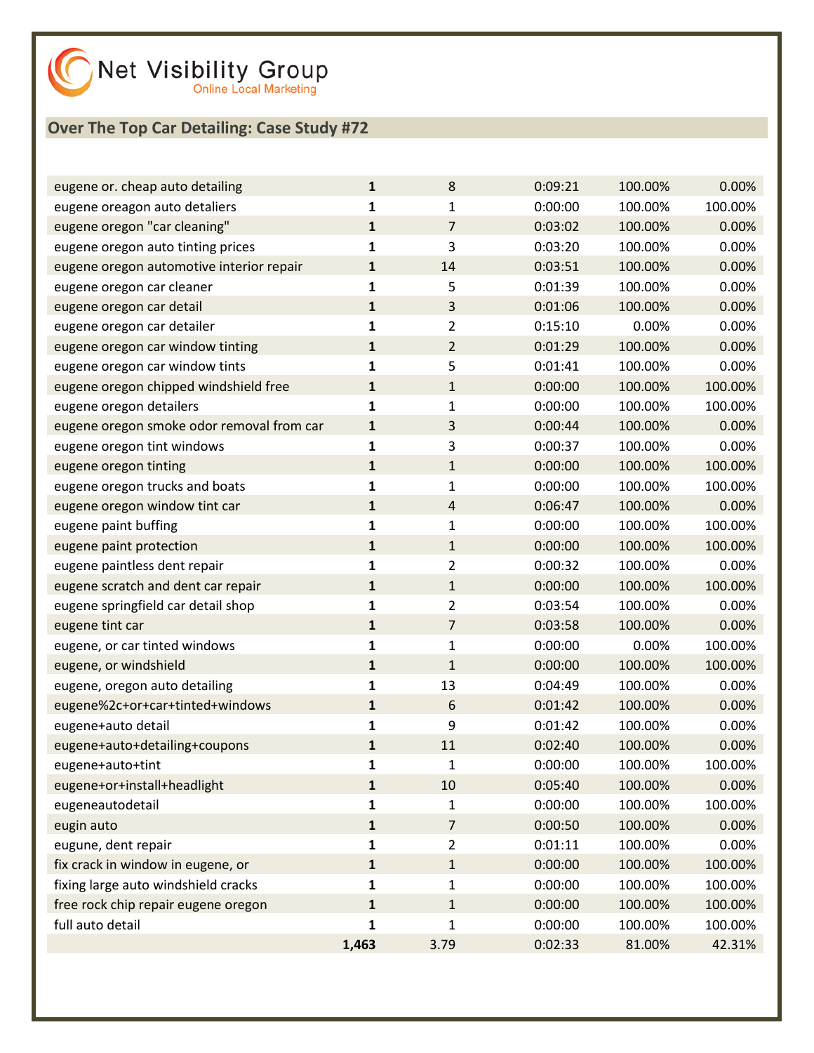Net Visibility Group
Online Local Marketing

## Over The Top Car Detailing: Case Study #72

| | | | | | |
|---|---|---|---|---|---|
| eugene or. cheap auto detailing | **1** | 8 | 0:09:21 | 100.00% | 0.00% |
| eugene oreagon auto detaliers | **1** | 1 | 0:00:00 | 100.00% | 100.00% |
| eugene oregon "car cleaning" | **1** | 7 | 0:03:02 | 100.00% | 0.00% |
| eugene oregon auto tinting prices | **1** | 3 | 0:03:20 | 100.00% | 0.00% |
| eugene oregon automotive interior repair | **1** | 14 | 0:03:51 | 100.00% | 0.00% |
| eugene oregon car cleaner | **1** | 5 | 0:01:39 | 100.00% | 0.00% |
| eugene oregon car detail | **1** | 3 | 0:01:06 | 100.00% | 0.00% |
| eugene oregon car detailer | **1** | 2 | 0:15:10 | 0.00% | 0.00% |
| eugene oregon car window tinting | **1** | 2 | 0:01:29 | 100.00% | 0.00% |
| eugene oregon car window tints | **1** | 5 | 0:01:41 | 100.00% | 0.00% |
| eugene oregon chipped windshield free | **1** | 1 | 0:00:00 | 100.00% | 100.00% |
| eugene oregon detailers | **1** | 1 | 0:00:00 | 100.00% | 100.00% |
| eugene oregon smoke odor removal from car | **1** | 3 | 0:00:44 | 100.00% | 0.00% |
| eugene oregon tint windows | **1** | 3 | 0:00:37 | 100.00% | 0.00% |
| eugene oregon tinting | **1** | 1 | 0:00:00 | 100.00% | 100.00% |
| eugene oregon trucks and boats | **1** | 1 | 0:00:00 | 100.00% | 100.00% |
| eugene oregon window tint car | **1** | 4 | 0:06:47 | 100.00% | 0.00% |
| eugene paint buffing | **1** | 1 | 0:00:00 | 100.00% | 100.00% |
| eugene paint protection | **1** | 1 | 0:00:00 | 100.00% | 100.00% |
| eugene paintless dent repair | **1** | 2 | 0:00:32 | 100.00% | 0.00% |
| eugene scratch and dent car repair | **1** | 1 | 0:00:00 | 100.00% | 100.00% |
| eugene springfield car detail shop | **1** | 2 | 0:03:54 | 100.00% | 0.00% |
| eugene tint car | **1** | 7 | 0:03:58 | 100.00% | 0.00% |
| eugene, or car tinted windows | **1** | 1 | 0:00:00 | 0.00% | 100.00% |
| eugene, or windshield | **1** | 1 | 0:00:00 | 100.00% | 100.00% |
| eugene, oregon auto detailing | **1** | 13 | 0:04:49 | 100.00% | 0.00% |
| eugene%2c+or+car+tinted+windows | **1** | 6 | 0:01:42 | 100.00% | 0.00% |
| eugene+auto detail | **1** | 9 | 0:01:42 | 100.00% | 0.00% |
| eugene+auto+detailing+coupons | **1** | 11 | 0:02:40 | 100.00% | 0.00% |
| eugene+auto+tint | **1** | 1 | 0:00:00 | 100.00% | 100.00% |
| eugene+or+install+headlight | **1** | 10 | 0:05:40 | 100.00% | 0.00% |
| eugeneautodetail | **1** | 1 | 0:00:00 | 100.00% | 100.00% |
| eugin auto | **1** | 7 | 0:00:50 | 100.00% | 0.00% |
| eugune, dent repair | **1** | 2 | 0:01:11 | 100.00% | 0.00% |
| fix crack in window in eugene, or | **1** | 1 | 0:00:00 | 100.00% | 100.00% |
| fixing large auto windshield cracks | **1** | 1 | 0:00:00 | 100.00% | 100.00% |
| free rock chip repair eugene oregon | **1** | 1 | 0:00:00 | 100.00% | 100.00% |
| full auto detail | **1** | 1 | 0:00:00 | 100.00% | 100.00% |
| | **1,463** | 3.79 | 0:02:33 | 81.00% | 42.31% |